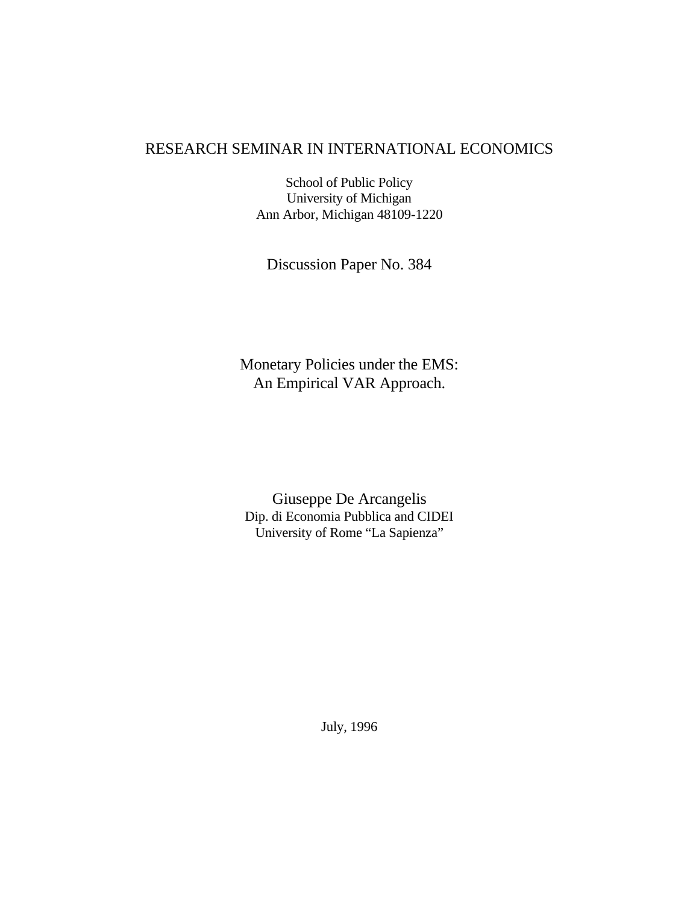RESEARCH SEMINAR IN INTERNATIONAL ECONOMICS

School of Public Policy
University of Michigan
Ann Arbor, Michigan 48109-1220

Discussion Paper No. 384

# Monetary Policies under the EMS: An Empirical VAR Approach.

Giuseppe De Arcangelis
Dip. di Economia Pubblica and CIDEI
University of Rome "La Sapienza"

July, 1996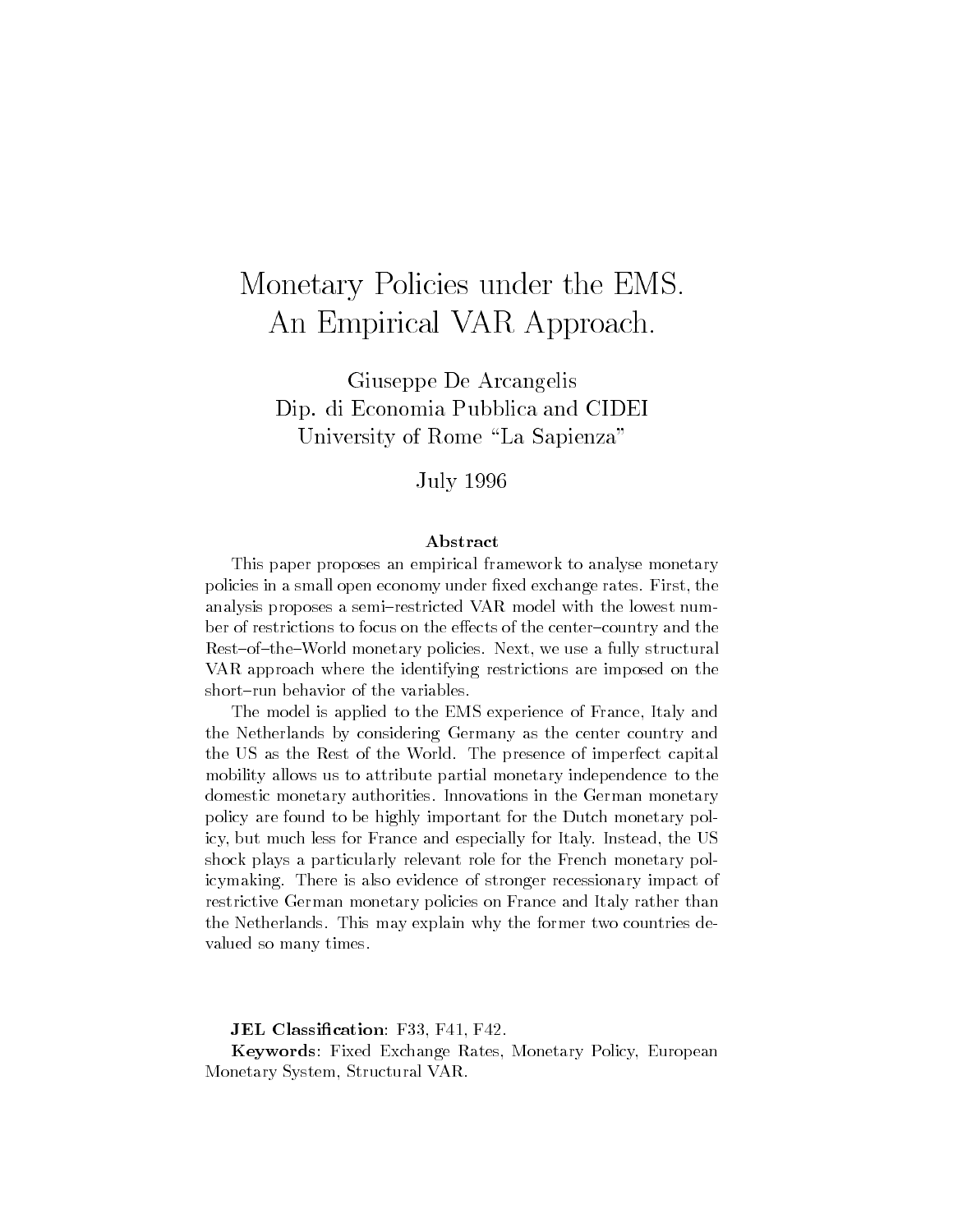# Monetary Policies under the EMS. An Empirical VAR Approach.

Giuseppe De Arcangelis  
Dip. di Economia Pubblica and CIDEI  
University of Rome "La Sapienza"

July 1996

### Abstract

This paper proposes an empirical framework to analyse monetary policies in a small open economy under fixed exchange rates. First, the analysis proposes a semi–restricted VAR model with the lowest number of restrictions to focus on the effects of the center–country and the Rest–of–the–World monetary policies. Next, we use a fully structural VAR approach where the identifying restrictions are imposed on the short–run behavior of the variables.

The model is applied to the EMS experience of France, Italy and the Netherlands by considering Germany as the center country and the US as the Rest of the World. The presence of imperfect capital mobility allows us to attribute partial monetary independence to the domestic monetary authorities. Innovations in the German monetary policy are found to be highly important for the Dutch monetary policy, but much less for France and especially for Italy. Instead, the US shock plays a particularly relevant role for the French monetary policymaking. There is also evidence of stronger recessionary impact of restrictive German monetary policies on France and Italy rather than the Netherlands. This may explain why the former two countries devalued so many times.

**JEL Classification**: F33, F41, F42.

**Keywords**: Fixed Exchange Rates, Monetary Policy, European Monetary System, Structural VAR.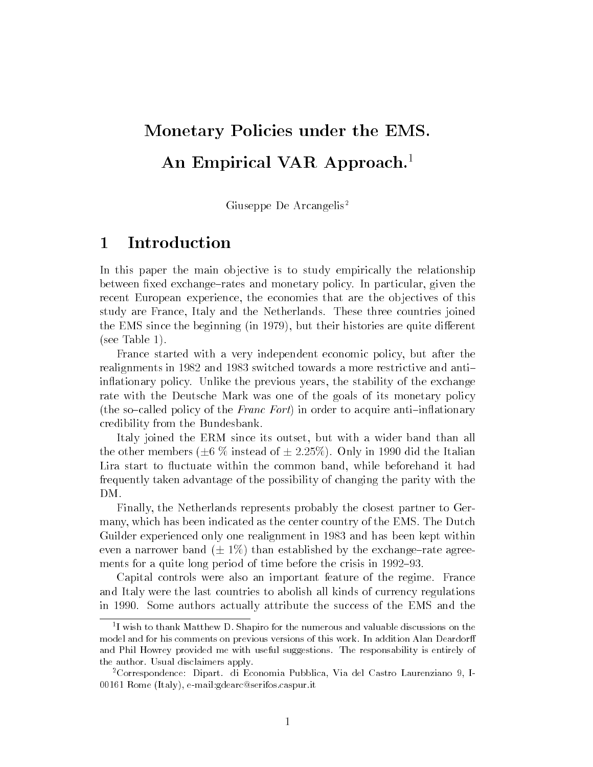# Monetary Policies under the EMS. An Empirical VAR Approach.[1]

Giuseppe De Arcangelis[2]

## 1 Introduction

In this paper the main objective is to study empirically the relationship between fixed exchange–rates and monetary policy. In particular, given the recent European experience, the economies that are the objectives of this study are France, Italy and the Netherlands. These three countries joined the EMS since the beginning (in 1979), but their histories are quite different (see Table 1).

France started with a very independent economic policy, but after the realignments in 1982 and 1983 switched towards a more restrictive and anti–inflationary policy. Unlike the previous years, the stability of the exchange rate with the Deutsche Mark was one of the goals of its monetary policy (the so–called policy of the *Franc Fort*) in order to acquire anti–inflationary credibility from the Bundesbank.

Italy joined the ERM since its outset, but with a wider band than all the other members (±6 % instead of ± 2.25%). Only in 1990 did the Italian Lira start to fluctuate within the common band, while beforehand it had frequently taken advantage of the possibility of changing the parity with the DM.

Finally, the Netherlands represents probably the closest partner to Germany, which has been indicated as the center country of the EMS. The Dutch Guilder experienced only one realignment in 1983 and has been kept within even a narrower band (± 1%) than established by the exchange–rate agreements for a quite long period of time before the crisis in 1992–93.

Capital controls were also an important feature of the regime. France and Italy were the last countries to abolish all kinds of currency regulations in 1990. Some authors actually attribute the success of the EMS and the

---

[1] I wish to thank Matthew D. Shapiro for the numerous and valuable discussions on the model and for his comments on previous versions of this work. In addition Alan Deardorff and Phil Howrey provided me with useful suggestions. The responsability is entirely of the author. Usual disclaimers apply.

[2] Correspondence: Dipart. di Economia Pubblica, Via del Castro Laurenziano 9, I-00161 Rome (Italy), e-mail:gdearc@serifos.caspur.it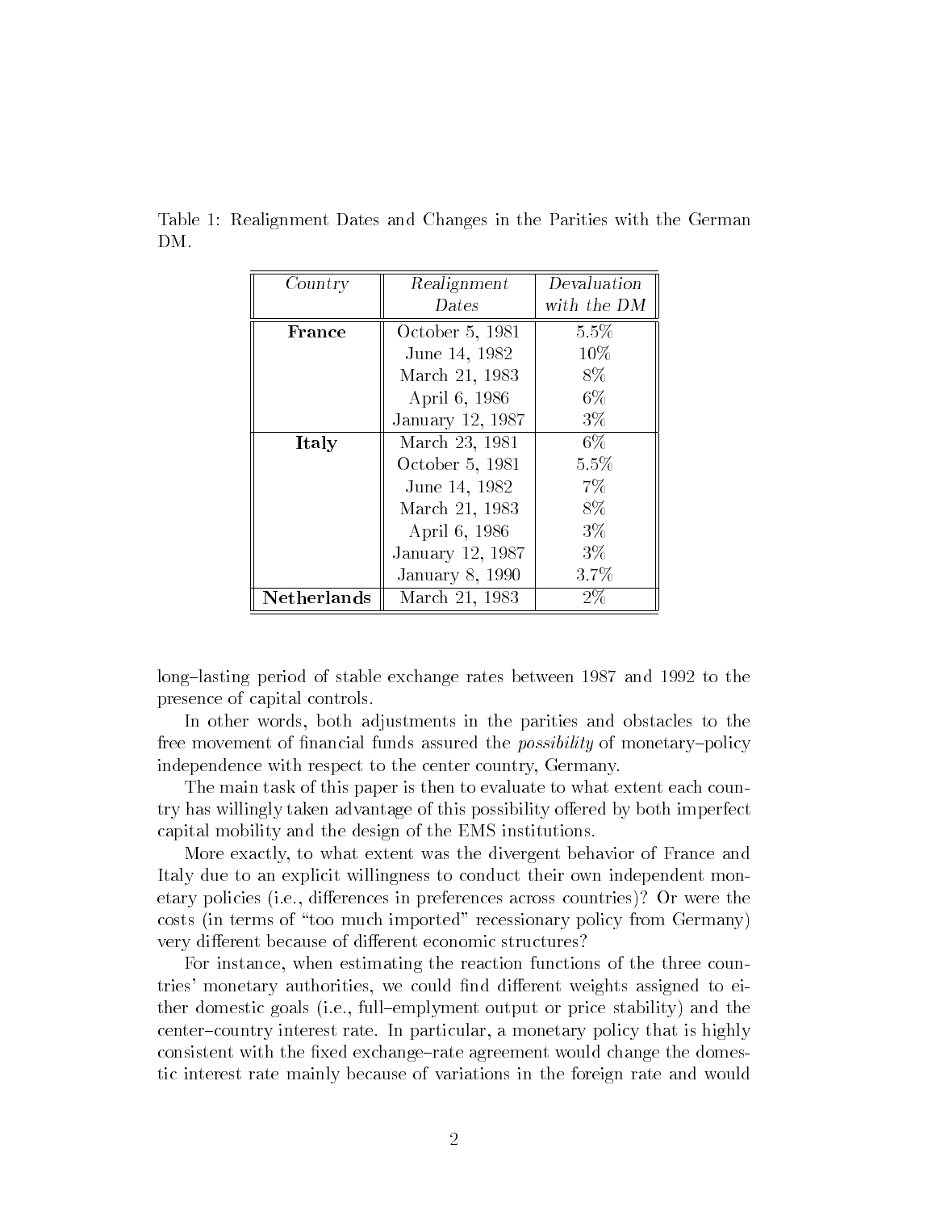Table 1: Realignment Dates and Changes in the Parities with the German DM.

| *Country* | *Realignment Dates* | *Devaluation with the DM* |
|---|---|---|
| **France** | October 5, 1981 | 5.5% |
| | June 14, 1982 | 10% |
| | March 21, 1983 | 8% |
| | April 6, 1986 | 6% |
| | January 12, 1987 | 3% |
| **Italy** | March 23, 1981 | 6% |
| | October 5, 1981 | 5.5% |
| | June 14, 1982 | 7% |
| | March 21, 1983 | 8% |
| | April 6, 1986 | 3% |
| | January 12, 1987 | 3% |
| | January 8, 1990 | 3.7% |
| **Netherlands** | March 21, 1983 | 2% |

long–lasting period of stable exchange rates between 1987 and 1992 to the presence of capital controls.

In other words, both adjustments in the parities and obstacles to the free movement of financial funds assured the *possibility* of monetary–policy independence with respect to the center country, Germany.

The main task of this paper is then to evaluate to what extent each country has willingly taken advantage of this possibility offered by both imperfect capital mobility and the design of the EMS institutions.

More exactly, to what extent was the divergent behavior of France and Italy due to an explicit willingness to conduct their own independent monetary policies (i.e., differences in preferences across countries)? Or were the costs (in terms of "too much imported" recessionary policy from Germany) very different because of different economic structures?

For instance, when estimating the reaction functions of the three countries' monetary authorities, we could find different weights assigned to either domestic goals (i.e., full–emplyment output or price stability) and the center–country interest rate. In particular, a monetary policy that is highly consistent with the fixed exchange–rate agreement would change the domestic interest rate mainly because of variations in the foreign rate and would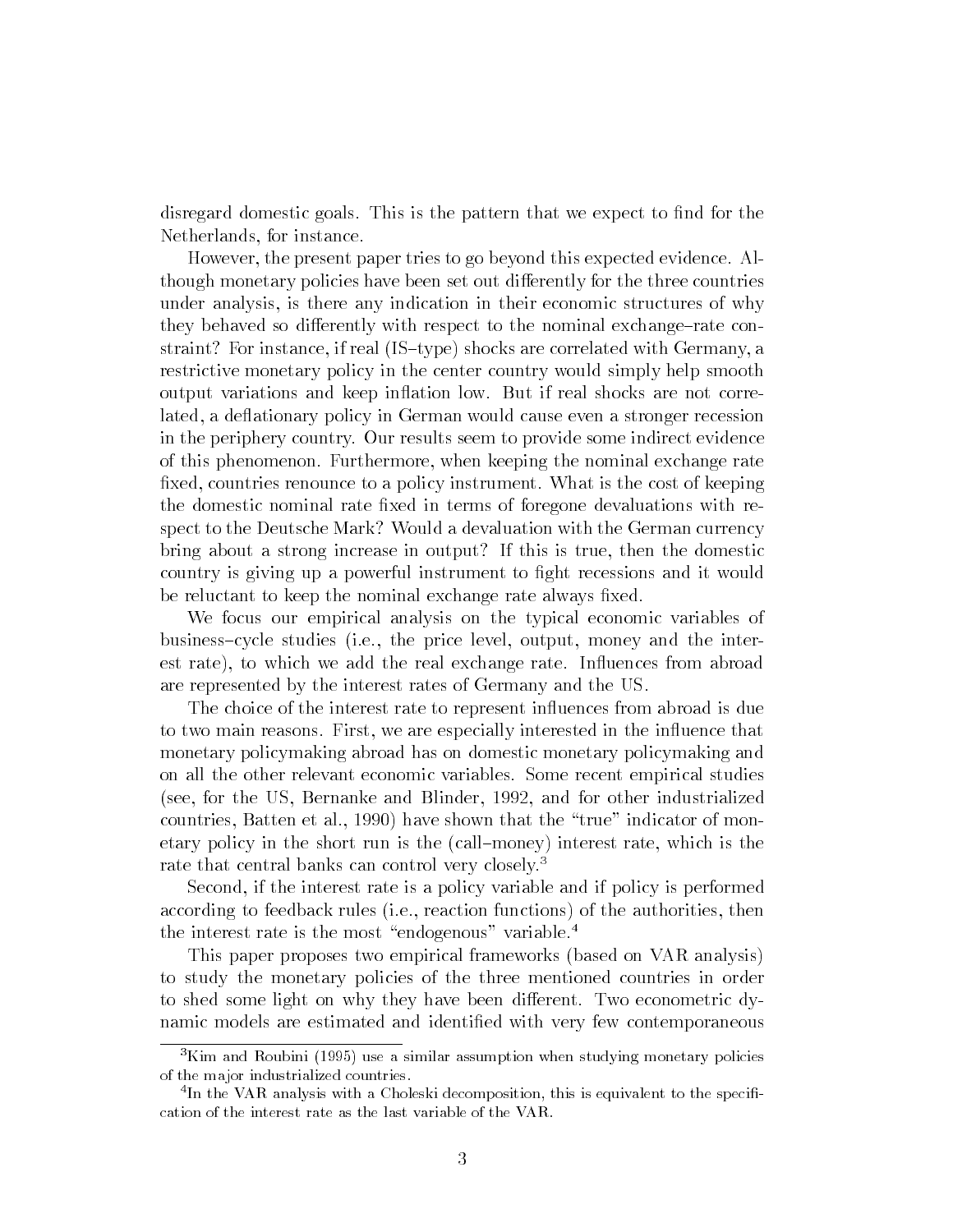disregard domestic goals. This is the pattern that we expect to find for the Netherlands, for instance.

However, the present paper tries to go beyond this expected evidence. Although monetary policies have been set out differently for the three countries under analysis, is there any indication in their economic structures of why they behaved so differently with respect to the nominal exchange–rate constraint? For instance, if real (IS–type) shocks are correlated with Germany, a restrictive monetary policy in the center country would simply help smooth output variations and keep inflation low. But if real shocks are not correlated, a deflationary policy in German would cause even a stronger recession in the periphery country. Our results seem to provide some indirect evidence of this phenomenon. Furthermore, when keeping the nominal exchange rate fixed, countries renounce to a policy instrument. What is the cost of keeping the domestic nominal rate fixed in terms of foregone devaluations with respect to the Deutsche Mark? Would a devaluation with the German currency bring about a strong increase in output? If this is true, then the domestic country is giving up a powerful instrument to fight recessions and it would be reluctant to keep the nominal exchange rate always fixed.

We focus our empirical analysis on the typical economic variables of business–cycle studies (i.e., the price level, output, money and the interest rate), to which we add the real exchange rate. Influences from abroad are represented by the interest rates of Germany and the US.

The choice of the interest rate to represent influences from abroad is due to two main reasons. First, we are especially interested in the influence that monetary policymaking abroad has on domestic monetary policymaking and on all the other relevant economic variables. Some recent empirical studies (see, for the US, Bernanke and Blinder, 1992, and for other industrialized countries, Batten et al., 1990) have shown that the "true" indicator of monetary policy in the short run is the (call–money) interest rate, which is the rate that central banks can control very closely.[3]

Second, if the interest rate is a policy variable and if policy is performed according to feedback rules (i.e., reaction functions) of the authorities, then the interest rate is the most "endogenous" variable.[4]

This paper proposes two empirical frameworks (based on VAR analysis) to study the monetary policies of the three mentioned countries in order to shed some light on why they have been different. Two econometric dynamic models are estimated and identified with very few contemporaneous

---

[3] Kim and Roubini (1995) use a similar assumption when studying monetary policies of the major industrialized countries.

[4] In the VAR analysis with a Choleski decomposition, this is equivalent to the specification of the interest rate as the last variable of the VAR.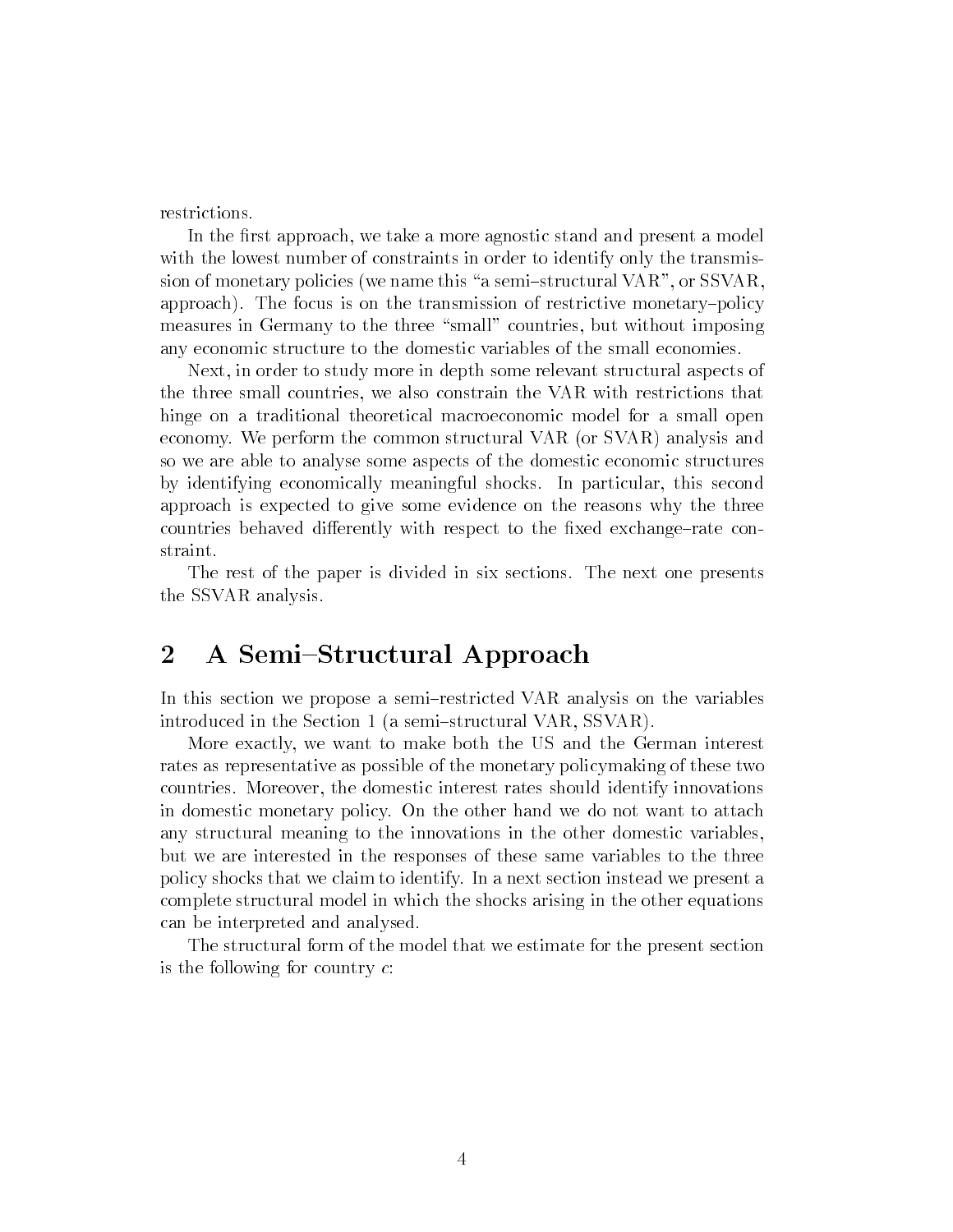restrictions.

In the first approach, we take a more agnostic stand and present a model with the lowest number of constraints in order to identify only the transmission of monetary policies (we name this "a semi–structural VAR", or SSVAR, approach). The focus is on the transmission of restrictive monetary–policy measures in Germany to the three "small" countries, but without imposing any economic structure to the domestic variables of the small economies.

Next, in order to study more in depth some relevant structural aspects of the three small countries, we also constrain the VAR with restrictions that hinge on a traditional theoretical macroeconomic model for a small open economy. We perform the common structural VAR (or SVAR) analysis and so we are able to analyse some aspects of the domestic economic structures by identifying economically meaningful shocks. In particular, this second approach is expected to give some evidence on the reasons why the three countries behaved differently with respect to the fixed exchange–rate constraint.

The rest of the paper is divided in six sections. The next one presents the SSVAR analysis.

## 2 A Semi–Structural Approach

In this section we propose a semi–restricted VAR analysis on the variables introduced in the Section 1 (a semi–structural VAR, SSVAR).

More exactly, we want to make both the US and the German interest rates as representative as possible of the monetary policymaking of these two countries. Moreover, the domestic interest rates should identify innovations in domestic monetary policy. On the other hand we do not want to attach any structural meaning to the innovations in the other domestic variables, but we are interested in the responses of these same variables to the three policy shocks that we claim to identify. In a next section instead we present a complete structural model in which the shocks arising in the other equations can be interpreted and analysed.

The structural form of the model that we estimate for the present section is the following for country $c$: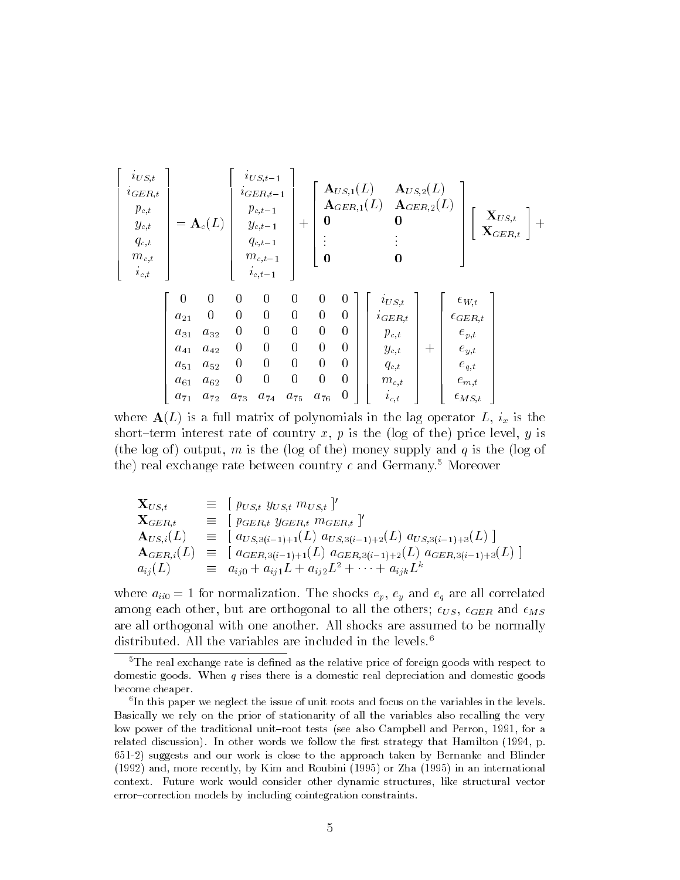$$
\begin{bmatrix} i_{US,t} \\ i_{GER,t} \\ p_{c,t} \\ y_{c,t} \\ q_{c,t} \\ m_{c,t} \\ i_{c,t} \end{bmatrix} = \mathbf{A}_c(L) \begin{bmatrix} i_{US,t-1} \\ i_{GER,t-1} \\ p_{c,t-1} \\ y_{c,t-1} \\ q_{c,t-1} \\ m_{c,t-1} \\ i_{c,t-1} \end{bmatrix} + \begin{bmatrix} \mathbf{A}_{US,1}(L) & \mathbf{A}_{US,2}(L) \\ \mathbf{A}_{GER,1}(L) & \mathbf{A}_{GER,2}(L) \\ \mathbf{0} & \mathbf{0} \\ \vdots & \vdots \\ \mathbf{0} & \mathbf{0} \end{bmatrix} \begin{bmatrix} \mathbf{X}_{US,t} \\ \mathbf{X}_{GER,t} \end{bmatrix} +
$$

$$
\begin{bmatrix} 0 & 0 & 0 & 0 & 0 & 0 & 0 \\ a_{21} & 0 & 0 & 0 & 0 & 0 & 0 \\ a_{31} & a_{32} & 0 & 0 & 0 & 0 & 0 \\ a_{41} & a_{42} & 0 & 0 & 0 & 0 & 0 \\ a_{51} & a_{52} & 0 & 0 & 0 & 0 & 0 \\ a_{61} & a_{62} & 0 & 0 & 0 & 0 & 0 \\ a_{71} & a_{72} & a_{73} & a_{74} & a_{75} & a_{76} & 0 \end{bmatrix} \begin{bmatrix} i_{US,t} \\ i_{GER,t} \\ p_{c,t} \\ y_{c,t} \\ q_{c,t} \\ m_{c,t} \\ i_{c,t} \end{bmatrix} + \begin{bmatrix} \epsilon_{W,t} \\ \epsilon_{GER,t} \\ e_{p,t} \\ e_{y,t} \\ e_{q,t} \\ e_{m,t} \\ \epsilon_{MS,t} \end{bmatrix}
$$

where $\mathbf{A}(L)$ is a full matrix of polynomials in the lag operator $L$, $i_x$ is the short–term interest rate of country $x$, $p$ is the (log of the) price level, $y$ is (the log of) output, $m$ is the (log of the) money supply and $q$ is the (log of the) real exchange rate between country $c$ and Germany.[5] Moreover

$$
\begin{array}{lcl}
\mathbf{X}_{US,t} & \equiv & [\ p_{US,t}\ y_{US,t}\ m_{US,t}\ ]' \\
\mathbf{X}_{GER,t} & \equiv & [\ p_{GER,t}\ y_{GER,t}\ m_{GER,t}\ ]' \\
\mathbf{A}_{US,i}(L) & \equiv & [\ a_{US,3(i-1)+1}(L)\ a_{US,3(i-1)+2}(L)\ a_{US,3(i-1)+3}(L)\ ] \\
\mathbf{A}_{GER,i}(L) & \equiv & [\ a_{GER,3(i-1)+1}(L)\ a_{GER,3(i-1)+2}(L)\ a_{GER,3(i-1)+3}(L)\ ] \\
a_{ij}(L) & \equiv & a_{ij0} + a_{ij1}L + a_{ij2}L^2 + \cdots + a_{ijk}L^k
\end{array}
$$

where $a_{ii0} = 1$ for normalization. The shocks $e_p$, $e_y$ and $e_q$ are all correlated among each other, but are orthogonal to all the others; $\epsilon_{US}$, $\epsilon_{GER}$ and $\epsilon_{MS}$ are all orthogonal with one another. All shocks are assumed to be normally distributed. All the variables are included in the levels.[6]

---

[5] The real exchange rate is defined as the relative price of foreign goods with respect to domestic goods. When $q$ rises there is a domestic real depreciation and domestic goods become cheaper.

[6] In this paper we neglect the issue of unit roots and focus on the variables in the levels. Basically we rely on the prior of stationarity of all the variables also recalling the very low power of the traditional unit–root tests (see also Campbell and Perron, 1991, for a related discussion). In other words we follow the first strategy that Hamilton (1994, p. 651-2) suggests and our work is close to the approach taken by Bernanke and Blinder (1992) and, more recently, by Kim and Roubini (1995) or Zha (1995) in an international context. Future work would consider other dynamic structures, like structural vector error–correction models by including cointegration constraints.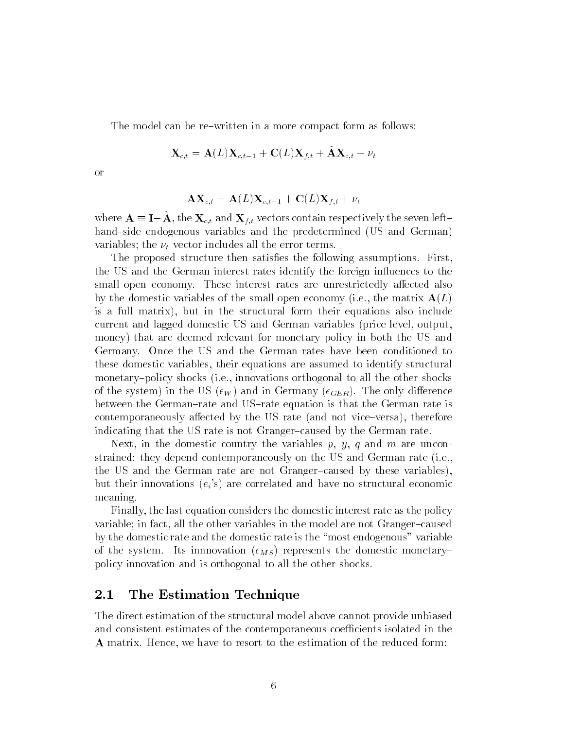The model can be re–written in a more compact form as follows:

$$\mathbf{X}_{c,t} = \mathbf{A}(L)\mathbf{X}_{c,t-1} + \mathbf{C}(L)\mathbf{X}_{f,t} + \tilde{\mathbf{A}}\mathbf{X}_{c,t} + \nu_t$$

or

$$\mathbf{A}\mathbf{X}_{c,t} = \mathbf{A}(L)\mathbf{X}_{c,t-1} + \mathbf{C}(L)\mathbf{X}_{f,t} + \nu_t$$

where $\mathbf{A} \equiv \mathbf{I} - \tilde{\mathbf{A}}$, the $\mathbf{X}_{c,t}$ and $\mathbf{X}_{f,t}$ vectors contain respectively the seven left–hand–side endogenous variables and the predetermined (US and German) variables; the $\nu_t$ vector includes all the error terms.

The proposed structure then satisfies the following assumptions. First, the US and the German interest rates identify the foreign influences to the small open economy. These interest rates are unrestrictedly affected also by the domestic variables of the small open economy (i.e., the matrix $\mathbf{A}(L)$ is a full matrix), but in the structural form their equations also include current and lagged domestic US and German variables (price level, output, money) that are deemed relevant for monetary policy in both the US and Germany. Once the US and the German rates have been conditioned to these domestic variables, their equations are assumed to identify structural monetary–policy shocks (i.e., innovations orthogonal to all the other shocks of the system) in the US ($\epsilon_W$) and in Germany ($\epsilon_{GER}$). The only difference between the German–rate and US–rate equation is that the German rate is contemporaneously affected by the US rate (and not vice–versa), therefore indicating that the US rate is not Granger–caused by the German rate.

Next, in the domestic country the variables $p$, $y$, $q$ and $m$ are unconstrained: they depend contemporaneously on the US and German rate (i.e., the US and the German rate are not Granger–caused by these variables), but their innovations ($e_i$'s) are correlated and have no structural economic meaning.

Finally, the last equation considers the domestic interest rate as the policy variable; in fact, all the other variables in the model are not Granger–caused by the domestic rate and the domestic rate is the "most endogenous" variable of the system. Its innnovation ($\epsilon_{MS}$) represents the domestic monetary–policy innovation and is orthogonal to all the other shocks.

## 2.1 The Estimation Technique

The direct estimation of the structural model above cannot provide unbiased and consistent estimates of the contemporaneous coefficients isolated in the $\mathbf{A}$ matrix. Hence, we have to resort to the estimation of the reduced form: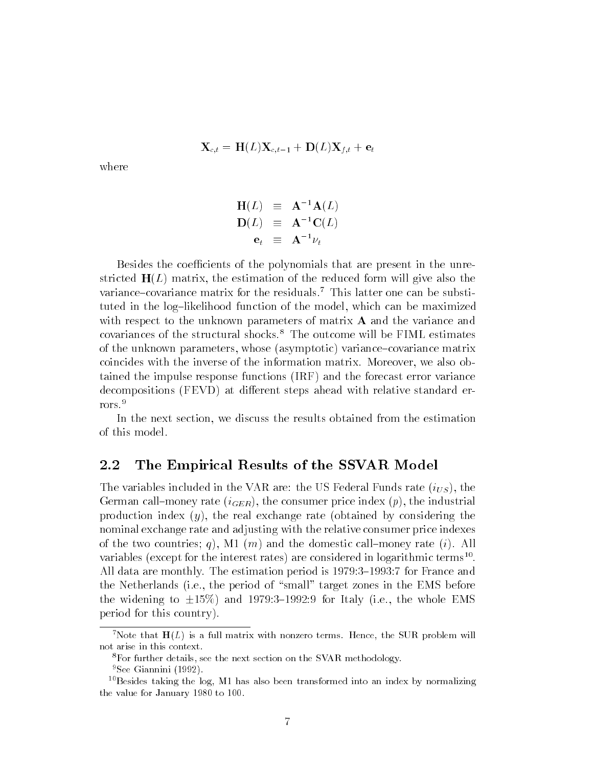$$\mathbf{X}_{c,t} = \mathbf{H}(L)\mathbf{X}_{c,t-1} + \mathbf{D}(L)\mathbf{X}_{f,t} + \mathbf{e}_t$$

where

$$\begin{aligned} \mathbf{H}(L) &\equiv \mathbf{A}^{-1}\mathbf{A}(L) \\ \mathbf{D}(L) &\equiv \mathbf{A}^{-1}\mathbf{C}(L) \\ \mathbf{e}_t &\equiv \mathbf{A}^{-1}\nu_t \end{aligned}$$

Besides the coefficients of the polynomials that are present in the unrestricted $\mathbf{H}(L)$ matrix, the estimation of the reduced form will give also the variance–covariance matrix for the residuals.[7] This latter one can be substituted in the log–likelihood function of the model, which can be maximized with respect to the unknown parameters of matrix $\mathbf{A}$ and the variance and covariances of the structural shocks.[8] The outcome will be FIML estimates of the unknown parameters, whose (asymptotic) variance–covariance matrix coincides with the inverse of the information matrix. Moreover, we also obtained the impulse response functions (IRF) and the forecast error variance decompositions (FEVD) at different steps ahead with relative standard errors.[9]

In the next section, we discuss the results obtained from the estimation of this model.

## 2.2 The Empirical Results of the SSVAR Model

The variables included in the VAR are: the US Federal Funds rate ($i_{US}$), the German call–money rate ($i_{GER}$), the consumer price index ($p$), the industrial production index ($y$), the real exchange rate (obtained by considering the nominal exchange rate and adjusting with the relative consumer price indexes of the two countries; $q$), M1 ($m$) and the domestic call–money rate ($i$). All variables (except for the interest rates) are considered in logarithmic terms[10]. All data are monthly. The estimation period is 1979:3–1993:7 for France and the Netherlands (i.e., the period of "small" target zones in the EMS before the widening to $\pm 15\%$) and 1979:3–1992:9 for Italy (i.e., the whole EMS period for this country).

[7] Note that $\mathbf{H}(L)$ is a full matrix with nonzero terms. Hence, the SUR problem will not arise in this context.

[8] For further details, see the next section on the SVAR methodology.

[9] See Giannini (1992).

[10] Besides taking the log, M1 has also been transformed into an index by normalizing the value for January 1980 to 100.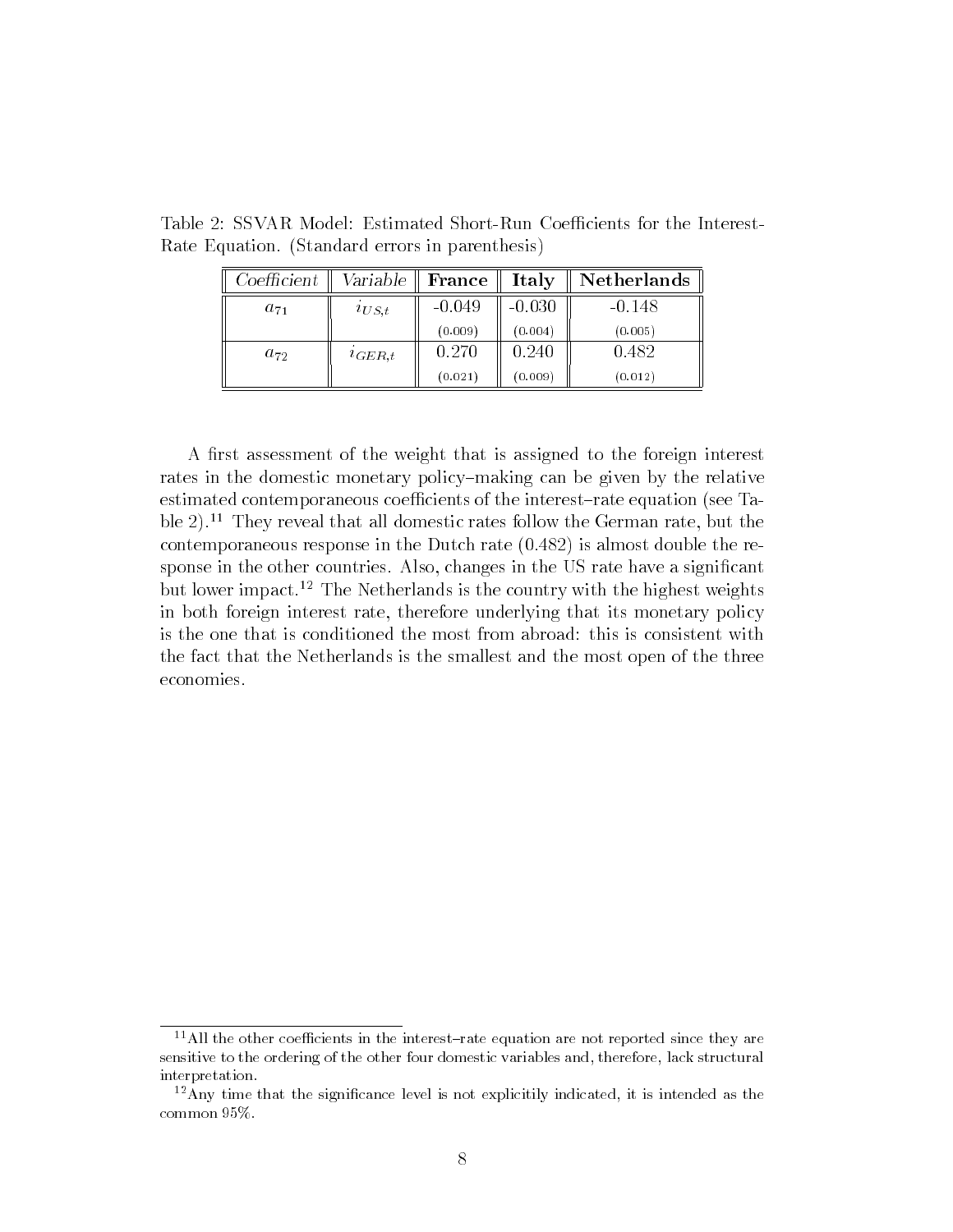Table 2: SSVAR Model: Estimated Short-Run Coefficients for the Interest-Rate Equation. (Standard errors in parenthesis)

| *Coefficient* | *Variable* | **France** | **Italy** | **Netherlands** |
|---|---|---|---|---|
| $a_{71}$ | $i_{US,t}$ | -0.049 | -0.030 | -0.148 |
| | | (0.009) | (0.004) | (0.005) |
| $a_{72}$ | $i_{GER,t}$ | 0.270 | 0.240 | 0.482 |
| | | (0.021) | (0.009) | (0.012) |

A first assessment of the weight that is assigned to the foreign interest rates in the domestic monetary policy–making can be given by the relative estimated contemporaneous coefficients of the interest–rate equation (see Table 2).[11] They reveal that all domestic rates follow the German rate, but the contemporaneous response in the Dutch rate (0.482) is almost double the response in the other countries. Also, changes in the US rate have a significant but lower impact.[12] The Netherlands is the country with the highest weights in both foreign interest rate, therefore underlying that its monetary policy is the one that is conditioned the most from abroad: this is consistent with the fact that the Netherlands is the smallest and the most open of the three economies.

---

[11] All the other coefficients in the interest–rate equation are not reported since they are sensitive to the ordering of the other four domestic variables and, therefore, lack structural interpretation.

[12] Any time that the significance level is not explicitily indicated, it is intended as the common 95%.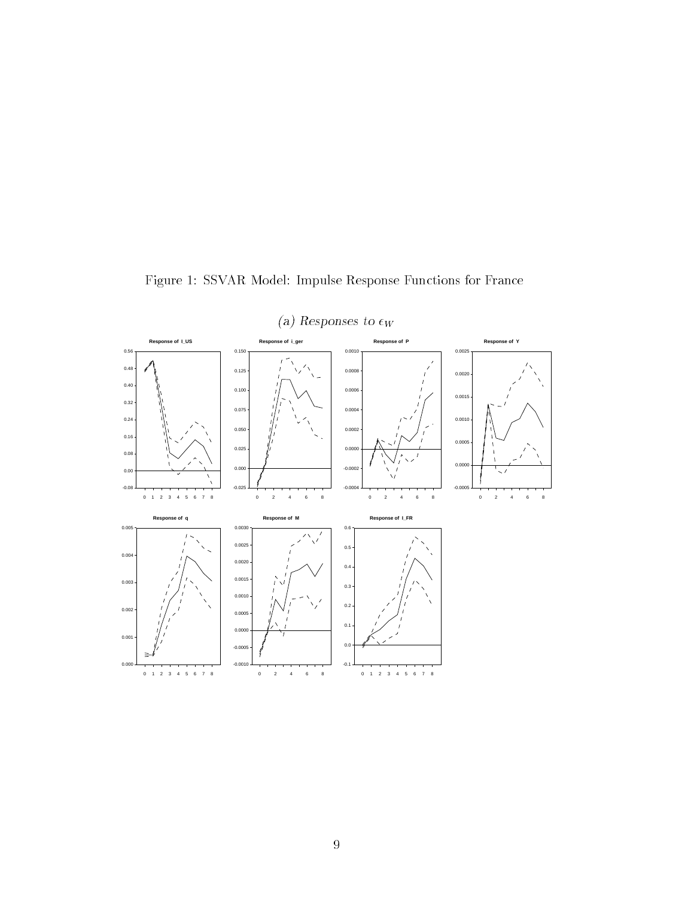Figure 1: SSVAR Model: Impulse Response Functions for France

*(a) Responses to $\epsilon_W$*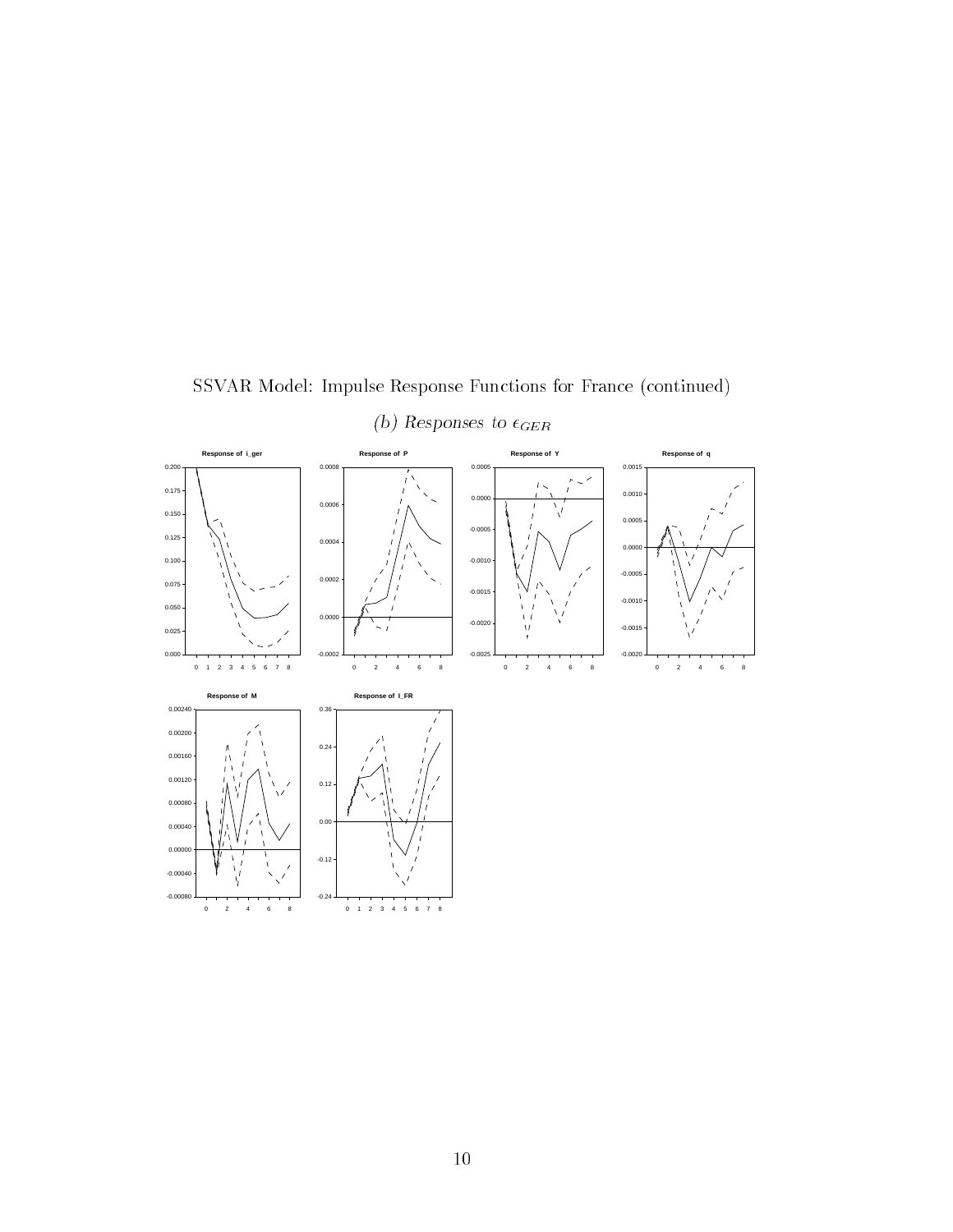# SSVAR Model: Impulse Response Functions for France (continued)

## *(b) Responses to $\epsilon_{GER}$*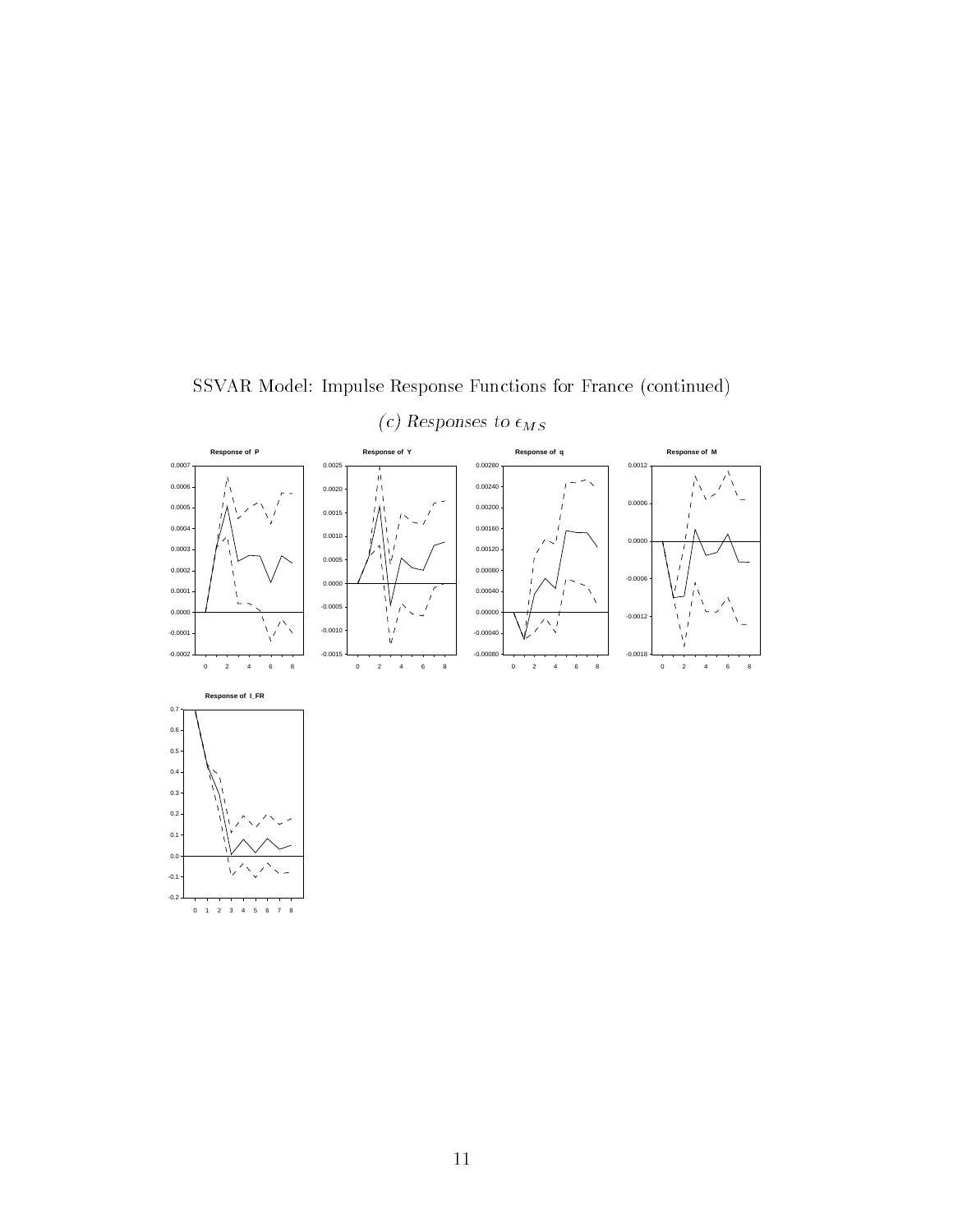SSVAR Model: Impulse Response Functions for France (continued)

*(c) Responses to $\epsilon_{MS}$*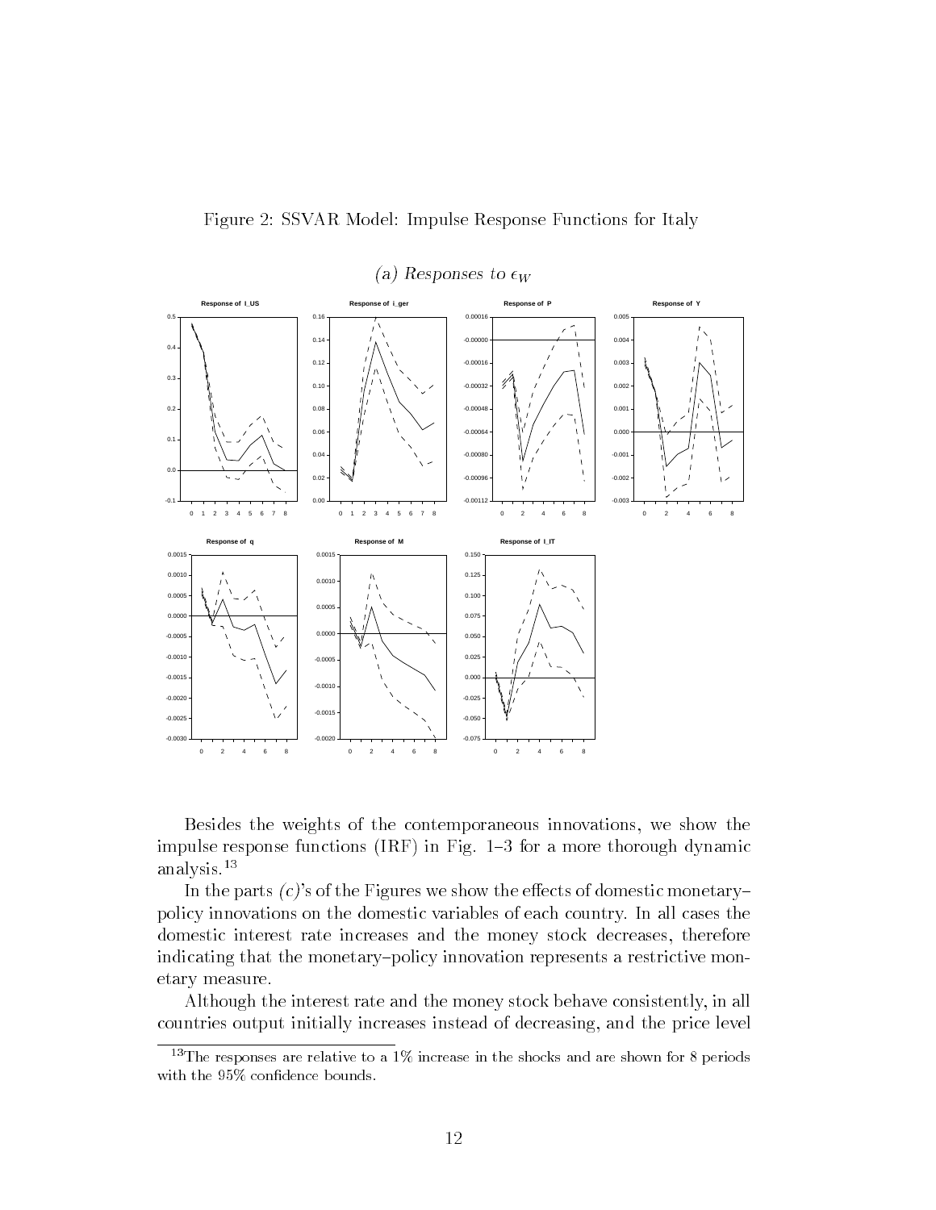Figure 2: SSVAR Model: Impulse Response Functions for Italy

*(a) Responses to $\epsilon_W$*

Besides the weights of the contemporaneous innovations, we show the impulse response functions (IRF) in Fig. 1–3 for a more thorough dynamic analysis.[13]

In the parts *(c)*'s of the Figures we show the effects of domestic monetary–policy innovations on the domestic variables of each country. In all cases the domestic interest rate increases and the money stock decreases, therefore indicating that the monetary–policy innovation represents a restrictive monetary measure.

Although the interest rate and the money stock behave consistently, in all countries output initially increases instead of decreasing, and the price level

[13] The responses are relative to a 1% increase in the shocks and are shown for 8 periods with the 95% confidence bounds.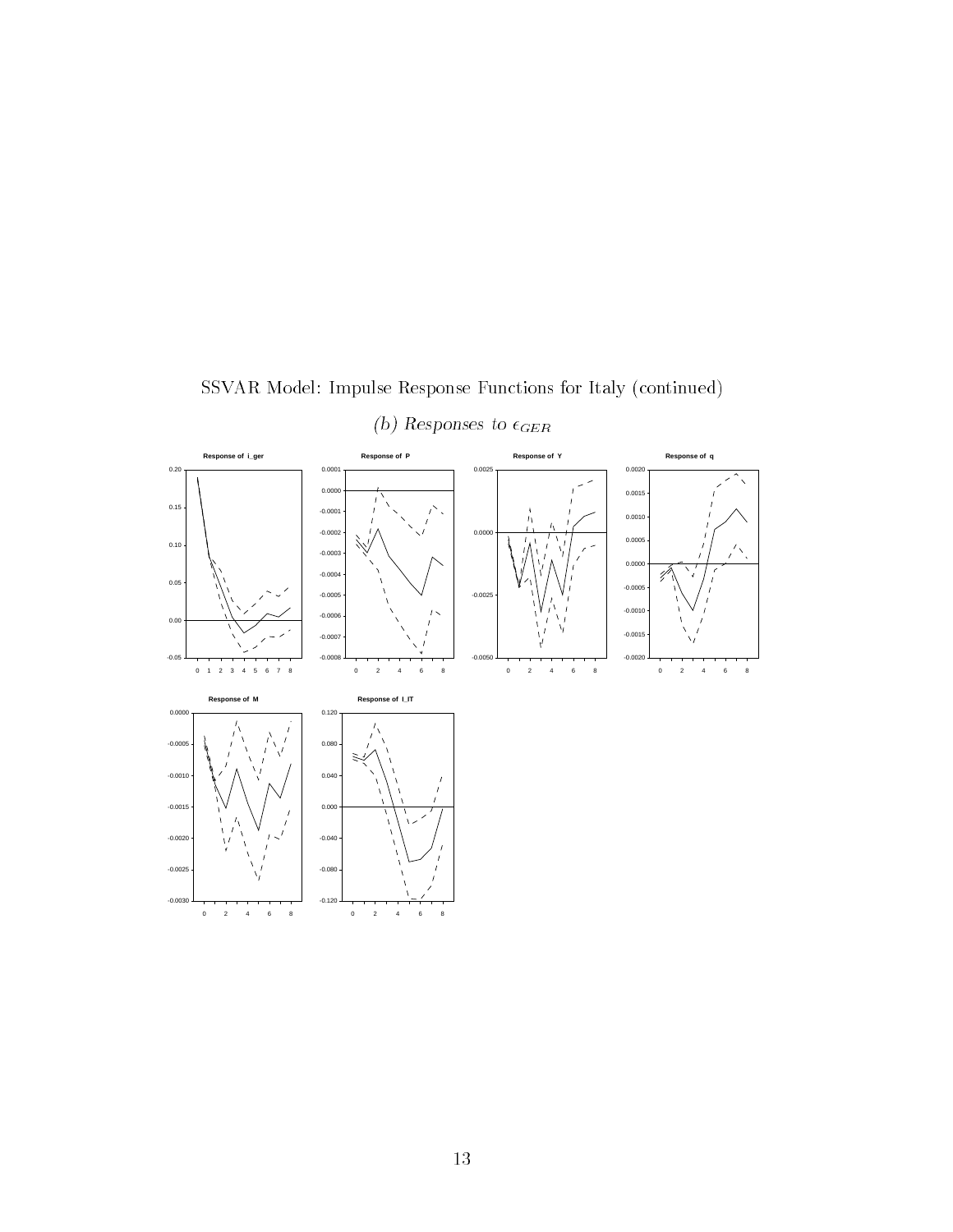SSVAR Model: Impulse Response Functions for Italy (continued)

*(b) Responses to $\epsilon_{GER}$*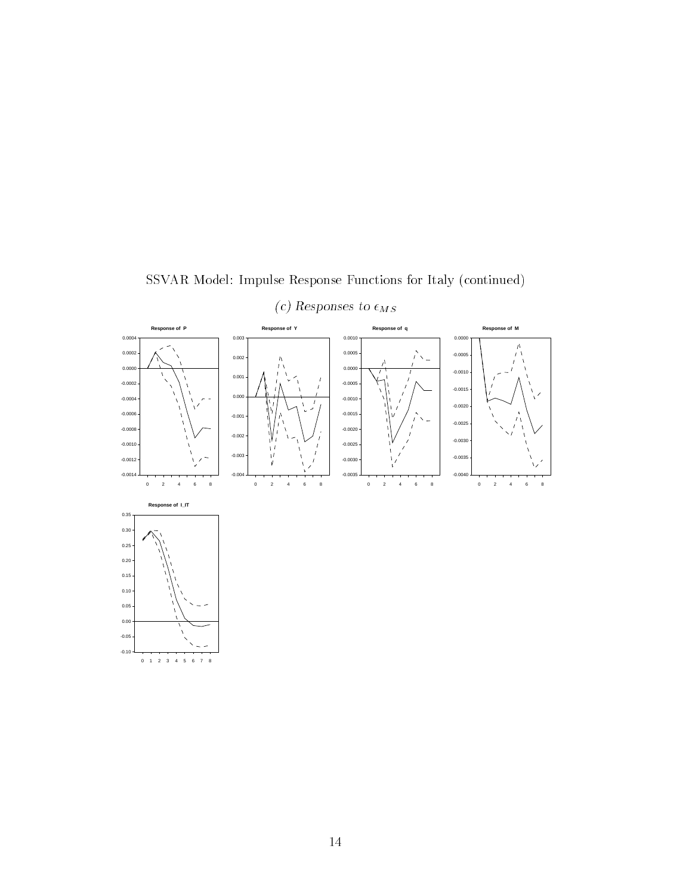SSVAR Model: Impulse Response Functions for Italy (continued)

*(c) Responses to $\epsilon_{MS}$*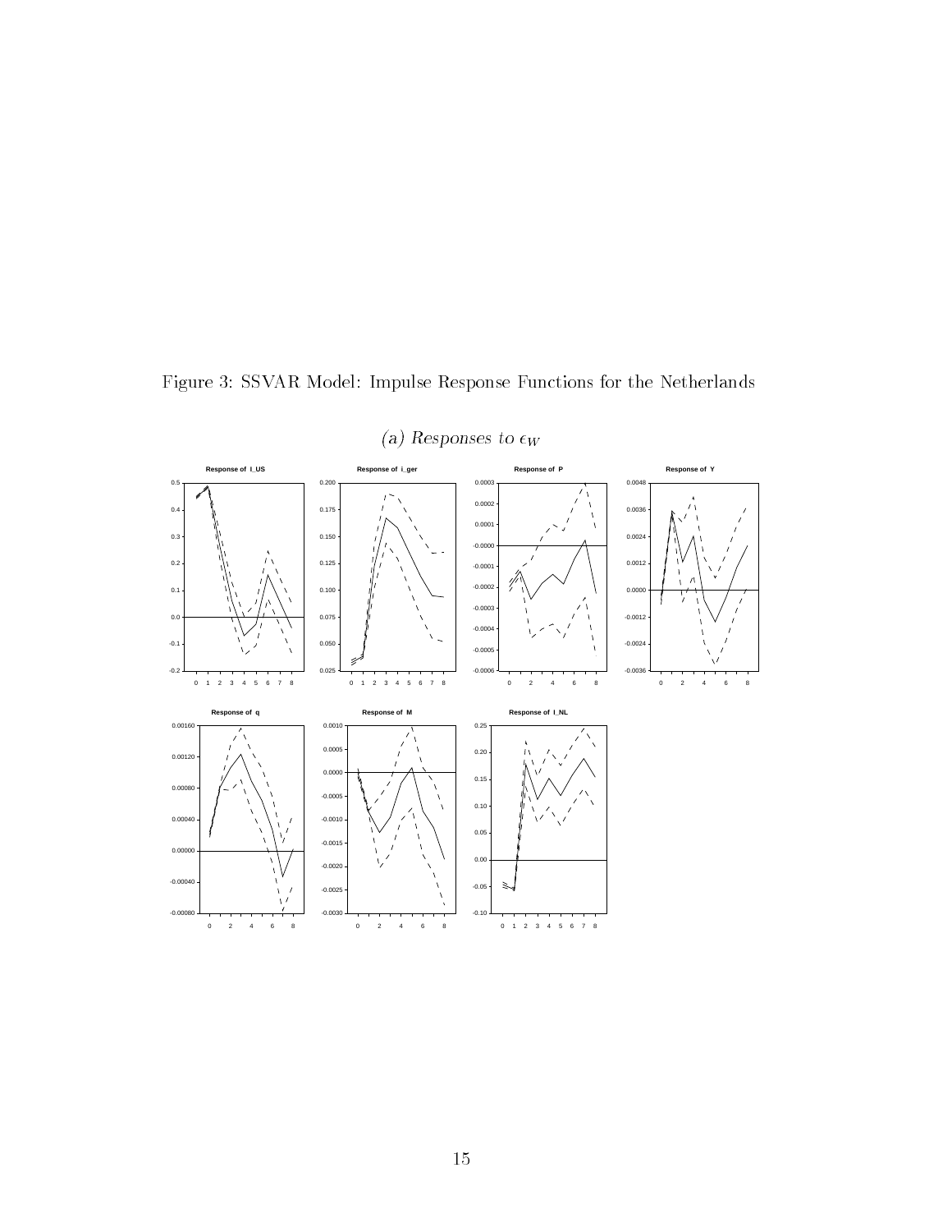Figure 3: SSVAR Model: Impulse Response Functions for the Netherlands

*(a) Responses to $\epsilon_W$*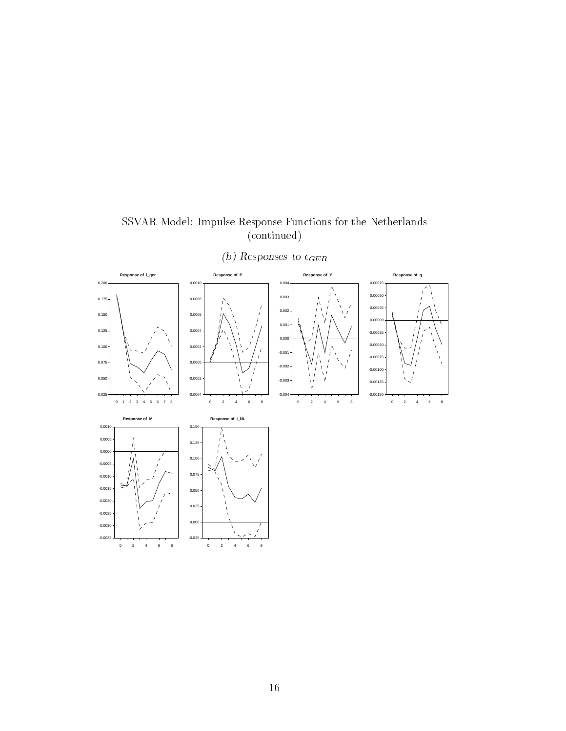SSVAR Model: Impulse Response Functions for the Netherlands (continued)

*(b) Responses to $\epsilon_{GER}$*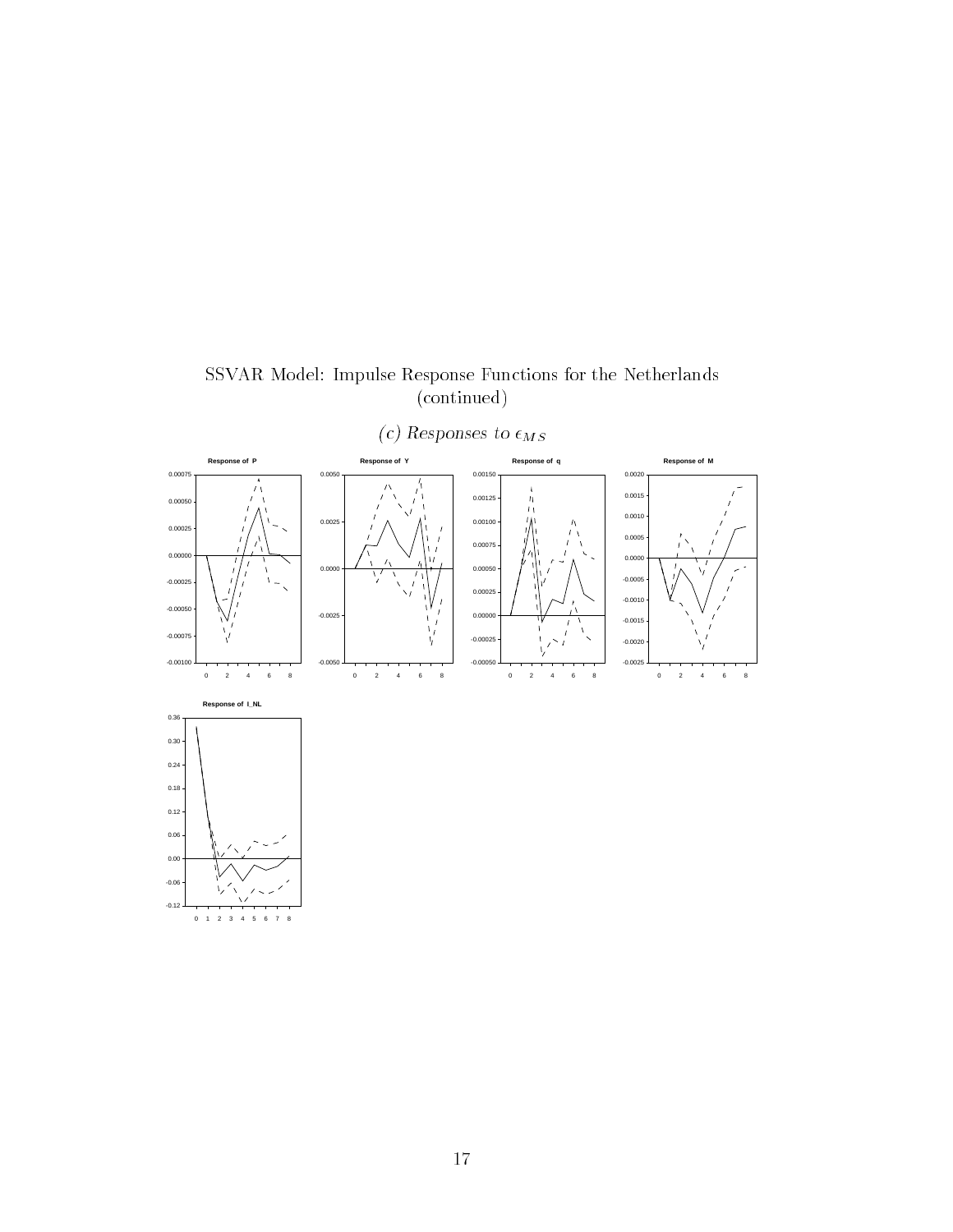SSVAR Model: Impulse Response Functions for the Netherlands (continued)

*(c) Responses to* $\epsilon_{MS}$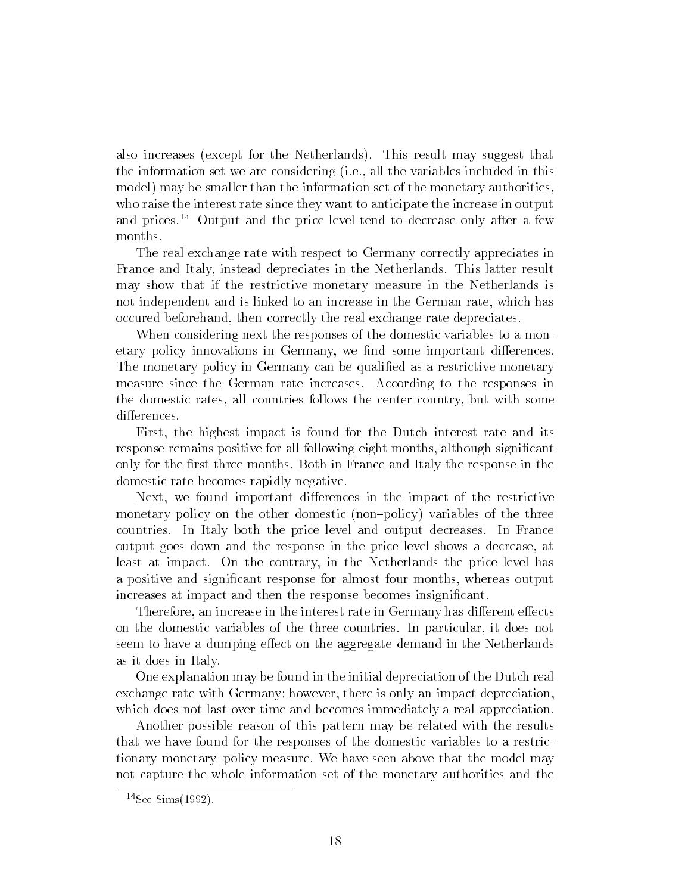also increases (except for the Netherlands). This result may suggest that the information set we are considering (i.e., all the variables included in this model) may be smaller than the information set of the monetary authorities, who raise the interest rate since they want to anticipate the increase in output and prices.[14] Output and the price level tend to decrease only after a few months.

The real exchange rate with respect to Germany correctly appreciates in France and Italy, instead depreciates in the Netherlands. This latter result may show that if the restrictive monetary measure in the Netherlands is not independent and is linked to an increase in the German rate, which has occured beforehand, then correctly the real exchange rate depreciates.

When considering next the responses of the domestic variables to a monetary policy innovations in Germany, we find some important differences. The monetary policy in Germany can be qualified as a restrictive monetary measure since the German rate increases. According to the responses in the domestic rates, all countries follows the center country, but with some differences.

First, the highest impact is found for the Dutch interest rate and its response remains positive for all following eight months, although significant only for the first three months. Both in France and Italy the response in the domestic rate becomes rapidly negative.

Next, we found important differences in the impact of the restrictive monetary policy on the other domestic (non–policy) variables of the three countries. In Italy both the price level and output decreases. In France output goes down and the response in the price level shows a decrease, at least at impact. On the contrary, in the Netherlands the price level has a positive and significant response for almost four months, whereas output increases at impact and then the response becomes insignificant.

Therefore, an increase in the interest rate in Germany has different effects on the domestic variables of the three countries. In particular, it does not seem to have a dumping effect on the aggregate demand in the Netherlands as it does in Italy.

One explanation may be found in the initial depreciation of the Dutch real exchange rate with Germany; however, there is only an impact depreciation, which does not last over time and becomes immediately a real appreciation.

Another possible reason of this pattern may be related with the results that we have found for the responses of the domestic variables to a restrictionary monetary–policy measure. We have seen above that the model may not capture the whole information set of the monetary authorities and the

[14] See Sims(1992).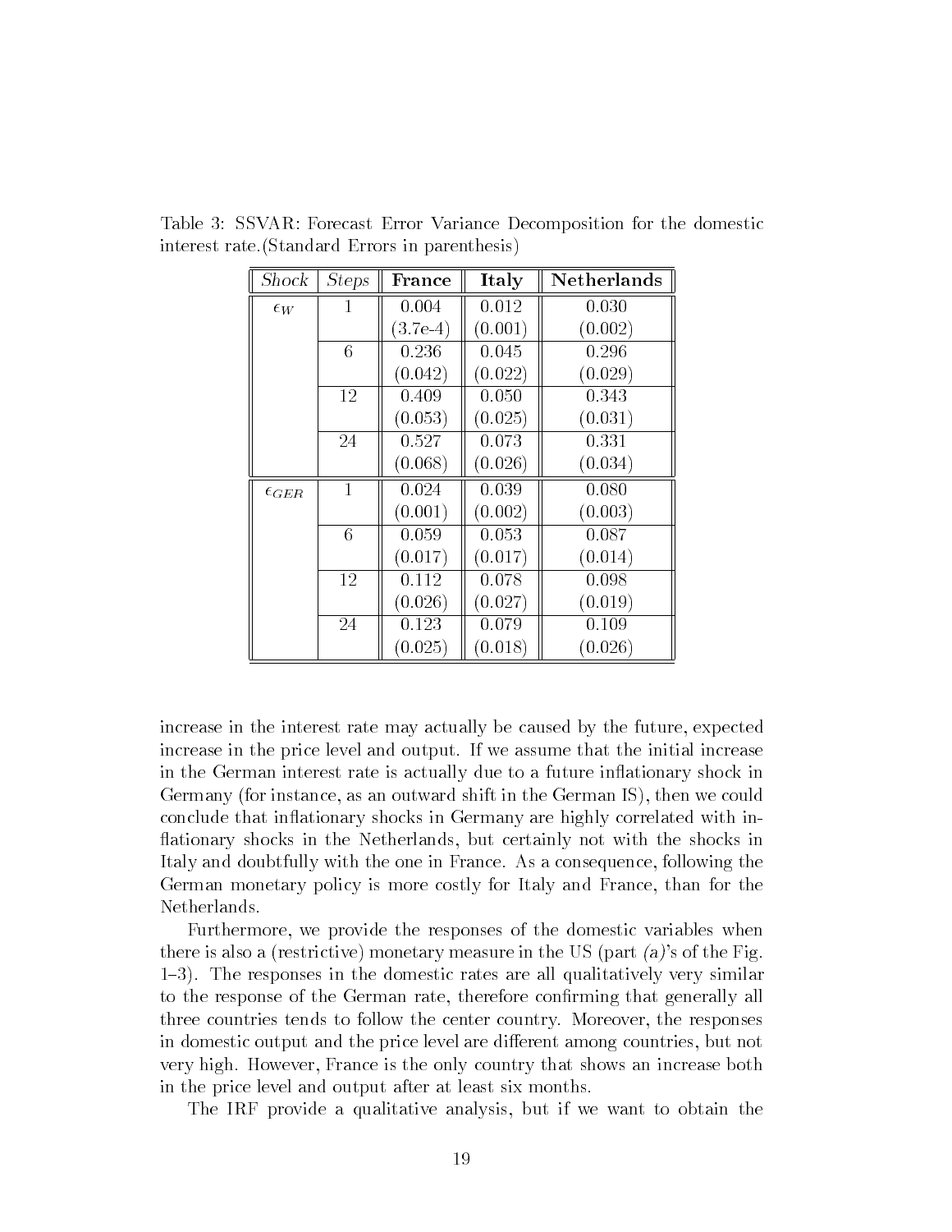Table 3: SSVAR: Forecast Error Variance Decomposition for the domestic interest rate.(Standard Errors in parenthesis)

| *Shock* | *Steps* | **France** | **Italy** | **Netherlands** |
|---|---|---|---|---|
| $\epsilon_W$ | 1 | 0.004 | 0.012 | 0.030 |
| | | (3.7e-4) | (0.001) | (0.002) |
| | 6 | 0.236 | 0.045 | 0.296 |
| | | (0.042) | (0.022) | (0.029) |
| | 12 | 0.409 | 0.050 | 0.343 |
| | | (0.053) | (0.025) | (0.031) |
| | 24 | 0.527 | 0.073 | 0.331 |
| | | (0.068) | (0.026) | (0.034) |
| $\epsilon_{GER}$ | 1 | 0.024 | 0.039 | 0.080 |
| | | (0.001) | (0.002) | (0.003) |
| | 6 | 0.059 | 0.053 | 0.087 |
| | | (0.017) | (0.017) | (0.014) |
| | 12 | 0.112 | 0.078 | 0.098 |
| | | (0.026) | (0.027) | (0.019) |
| | 24 | 0.123 | 0.079 | 0.109 |
| | | (0.025) | (0.018) | (0.026) |

increase in the interest rate may actually be caused by the future, expected increase in the price level and output. If we assume that the initial increase in the German interest rate is actually due to a future inflationary shock in Germany (for instance, as an outward shift in the German IS), then we could conclude that inflationary shocks in Germany are highly correlated with inflationary shocks in the Netherlands, but certainly not with the shocks in Italy and doubtfully with the one in France. As a consequence, following the German monetary policy is more costly for Italy and France, than for the Netherlands.

Furthermore, we provide the responses of the domestic variables when there is also a (restrictive) monetary measure in the US (part *(a)*'s of the Fig. 1–3). The responses in the domestic rates are all qualitatively very similar to the response of the German rate, therefore confirming that generally all three countries tends to follow the center country. Moreover, the responses in domestic output and the price level are different among countries, but not very high. However, France is the only country that shows an increase both in the price level and output after at least six months.

The IRF provide a qualitative analysis, but if we want to obtain the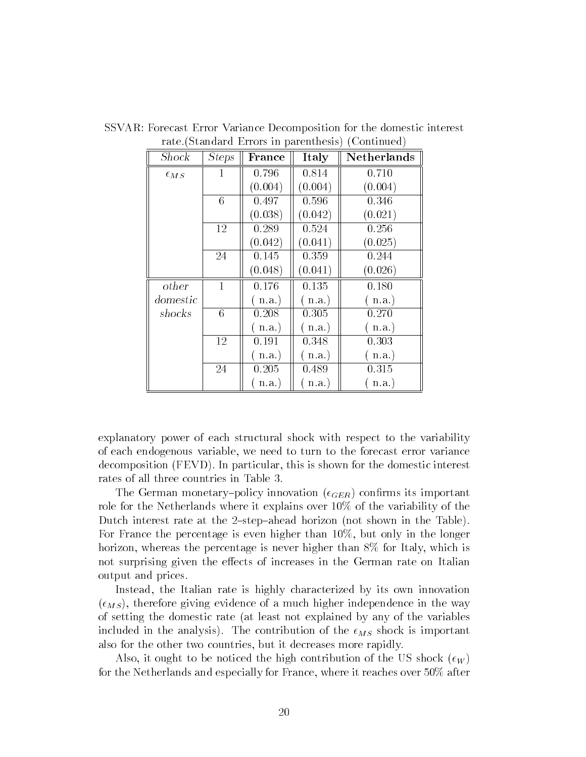SSVAR: Forecast Error Variance Decomposition for the domestic interest rate.(Standard Errors in parenthesis) (Continued)

| *Shock* | *Steps* | **France** | **Italy** | **Netherlands** |
|---|---|---|---|---|
| $\epsilon_{MS}$ | 1 | 0.796 | 0.814 | 0.710 |
| | | (0.004) | (0.004) | (0.004) |
| | 6 | 0.497 | 0.596 | 0.346 |
| | | (0.038) | (0.042) | (0.021) |
| | 12 | 0.289 | 0.524 | 0.256 |
| | | (0.042) | (0.041) | (0.025) |
| | 24 | 0.145 | 0.359 | 0.244 |
| | | (0.048) | (0.041) | (0.026) |
| *other domestic shocks* | 1 | 0.176 | 0.135 | 0.180 |
| | | ( n.a.) | ( n.a.) | ( n.a.) |
| | 6 | 0.208 | 0.305 | 0.270 |
| | | ( n.a.) | ( n.a.) | ( n.a.) |
| | 12 | 0.191 | 0.348 | 0.303 |
| | | ( n.a.) | ( n.a.) | ( n.a.) |
| | 24 | 0.205 | 0.489 | 0.315 |
| | | ( n.a.) | ( n.a.) | ( n.a.) |

explanatory power of each structural shock with respect to the variability of each endogenous variable, we need to turn to the forecast error variance decomposition (FEVD). In particular, this is shown for the domestic interest rates of all three countries in Table 3.

The German monetary–policy innovation ($\epsilon_{GER}$) confirms its important role for the Netherlands where it explains over 10% of the variability of the Dutch interest rate at the 2–step–ahead horizon (not shown in the Table). For France the percentage is even higher than 10%, but only in the longer horizon, whereas the percentage is never higher than 8% for Italy, which is not surprising given the effects of increases in the German rate on Italian output and prices.

Instead, the Italian rate is highly characterized by its own innovation ($\epsilon_{MS}$), therefore giving evidence of a much higher independence in the way of setting the domestic rate (at least not explained by any of the variables included in the analysis). The contribution of the $\epsilon_{MS}$ shock is important also for the other two countries, but it decreases more rapidly.

Also, it ought to be noticed the high contribution of the US shock ($\epsilon_W$) for the Netherlands and especially for France, where it reaches over 50% after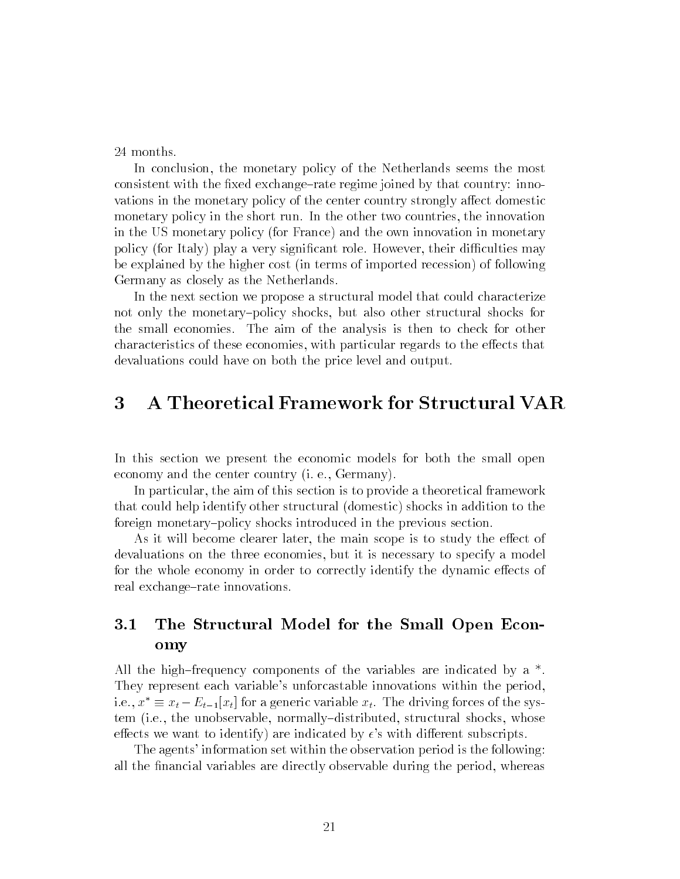24 months.

In conclusion, the monetary policy of the Netherlands seems the most consistent with the fixed exchange–rate regime joined by that country: innovations in the monetary policy of the center country strongly affect domestic monetary policy in the short run. In the other two countries, the innovation in the US monetary policy (for France) and the own innovation in monetary policy (for Italy) play a very significant role. However, their difficulties may be explained by the higher cost (in terms of imported recession) of following Germany as closely as the Netherlands.

In the next section we propose a structural model that could characterize not only the monetary–policy shocks, but also other structural shocks for the small economies. The aim of the analysis is then to check for other characteristics of these economies, with particular regards to the effects that devaluations could have on both the price level and output.

# 3 A Theoretical Framework for Structural VAR

In this section we present the economic models for both the small open economy and the center country (i. e., Germany).

In particular, the aim of this section is to provide a theoretical framework that could help identify other structural (domestic) shocks in addition to the foreign monetary–policy shocks introduced in the previous section.

As it will become clearer later, the main scope is to study the effect of devaluations on the three economies, but it is necessary to specify a model for the whole economy in order to correctly identify the dynamic effects of real exchange–rate innovations.

## 3.1 The Structural Model for the Small Open Economy

All the high–frequency components of the variables are indicated by a *. They represent each variable's unforcastable innovations within the period, i.e., $x^* \equiv x_t - E_{t-1}[x_t]$ for a generic variable $x_t$. The driving forces of the system (i.e., the unobservable, normally–distributed, structural shocks, whose effects we want to identify) are indicated by $\epsilon$'s with different subscripts.

The agents' information set within the observation period is the following: all the financial variables are directly observable during the period, whereas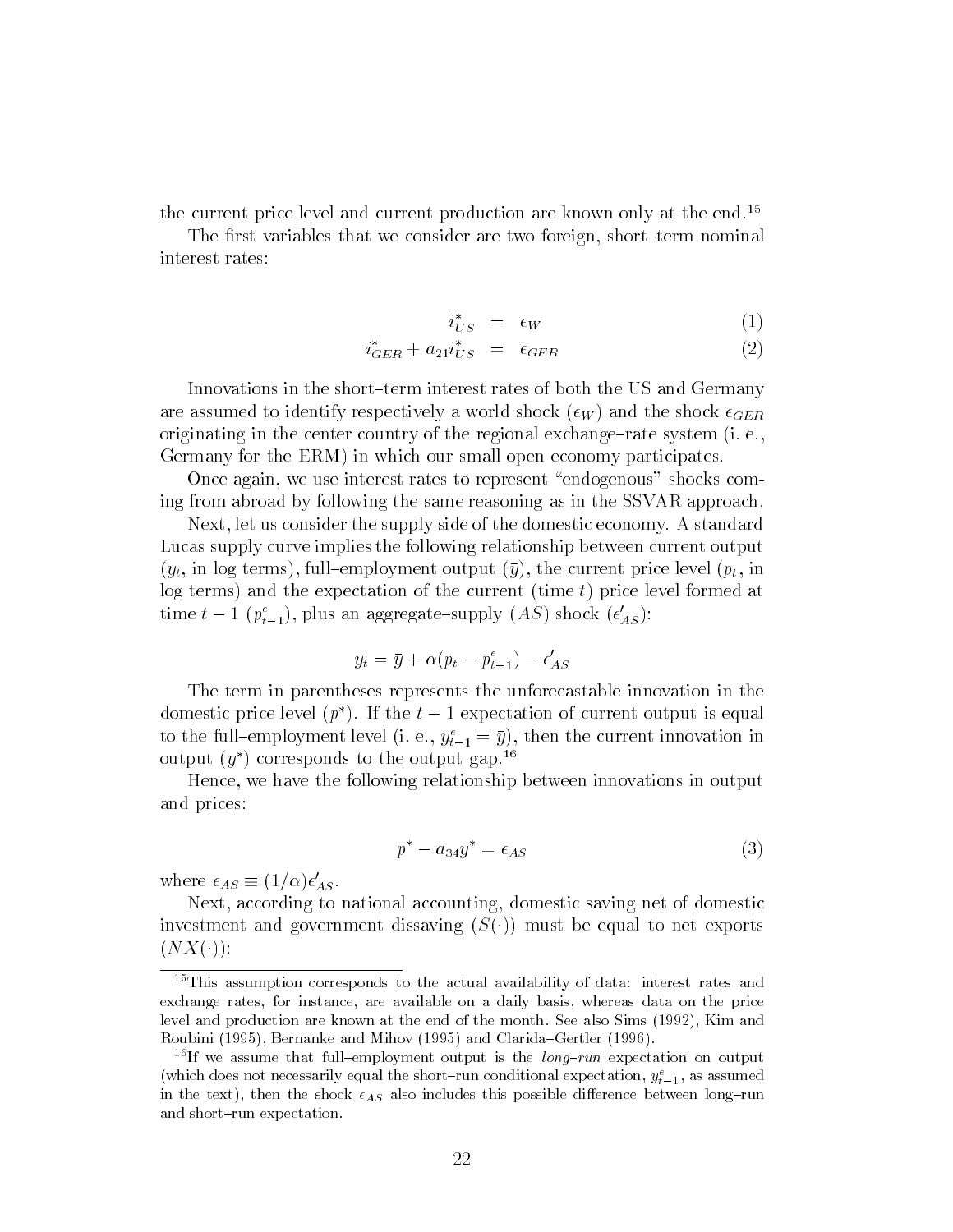the current price level and current production are known only at the end.[15]

The first variables that we consider are two foreign, short–term nominal interest rates:

$$i^*_{US} = \epsilon_W \tag{1}$$

$$i^*_{GER} + a_{21} i^*_{US} = \epsilon_{GER} \tag{2}$$

Innovations in the short–term interest rates of both the US and Germany are assumed to identify respectively a world shock ($\epsilon_W$) and the shock $\epsilon_{GER}$ originating in the center country of the regional exchange–rate system (i. e., Germany for the ERM) in which our small open economy participates.

Once again, we use interest rates to represent "endogenous" shocks coming from abroad by following the same reasoning as in the SSVAR approach.

Next, let us consider the supply side of the domestic economy. A standard Lucas supply curve implies the following relationship between current output ($y_t$, in log terms), full–employment output ($\bar{y}$), the current price level ($p_t$, in log terms) and the expectation of the current (time $t$) price level formed at time $t-1$ ($p^e_{t-1}$), plus an aggregate–supply ($AS$) shock ($\epsilon'_{AS}$):

$$y_t = \bar{y} + \alpha(p_t - p^e_{t-1}) - \epsilon'_{AS}$$

The term in parentheses represents the unforecastable innovation in the domestic price level ($p^*$). If the $t-1$ expectation of current output is equal to the full–employment level (i. e., $y^e_{t-1} = \bar{y}$), then the current innovation in output ($y^*$) corresponds to the output gap.[16]

Hence, we have the following relationship between innovations in output and prices:

$$p^* - a_{34} y^* = \epsilon_{AS} \tag{3}$$

where $\epsilon_{AS} \equiv (1/\alpha)\epsilon'_{AS}$.

Next, according to national accounting, domestic saving net of domestic investment and government dissaving ($S(\cdot)$) must be equal to net exports ($NX(\cdot)$):

[15] This assumption corresponds to the actual availability of data: interest rates and exchange rates, for instance, are available on a daily basis, whereas data on the price level and production are known at the end of the month. See also Sims (1992), Kim and Roubini (1995), Bernanke and Mihov (1995) and Clarida–Gertler (1996).

[16] If we assume that full–employment output is the *long–run* expectation on output (which does not necessarily equal the short–run conditional expectation, $y^e_{t-1}$, as assumed in the text), then the shock $\epsilon_{AS}$ also includes this possible difference between long–run and short–run expectation.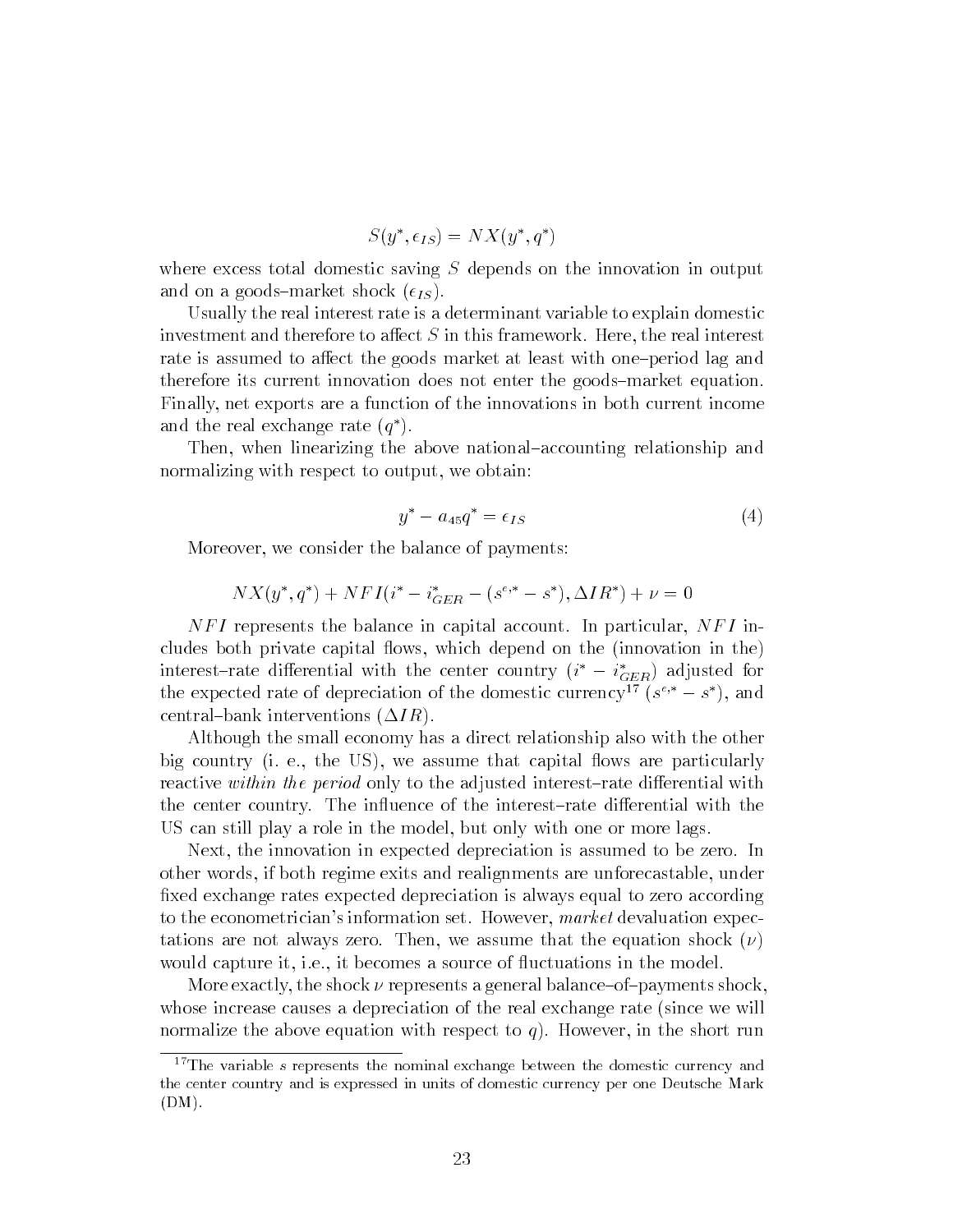$$S(y^*, \epsilon_{IS}) = NX(y^*, q^*)$$

where excess total domestic saving $S$ depends on the innovation in output and on a goods–market shock ($\epsilon_{IS}$).

Usually the real interest rate is a determinant variable to explain domestic investment and therefore to affect $S$ in this framework. Here, the real interest rate is assumed to affect the goods market at least with one–period lag and therefore its current innovation does not enter the goods–market equation. Finally, net exports are a function of the innovations in both current income and the real exchange rate ($q^*$).

Then, when linearizing the above national–accounting relationship and normalizing with respect to output, we obtain:

$$y^* - a_{45}q^* = \epsilon_{IS} \tag{4}$$

Moreover, we consider the balance of payments:

$$NX(y^*, q^*) + NFI(i^* - i^*_{GER} - (s^{e,*} - s^*), \Delta IR^*) + \nu = 0$$

$NFI$ represents the balance in capital account. In particular, $NFI$ includes both private capital flows, which depend on the (innovation in the) interest–rate differential with the center country ($i^* - i^*_{GER}$) adjusted for the expected rate of depreciation of the domestic currency[17] ($s^{e,*} - s^*$), and central–bank interventions ($\Delta IR$).

Although the small economy has a direct relationship also with the other big country (i. e., the US), we assume that capital flows are particularly reactive *within the period* only to the adjusted interest–rate differential with the center country. The influence of the interest–rate differential with the US can still play a role in the model, but only with one or more lags.

Next, the innovation in expected depreciation is assumed to be zero. In other words, if both regime exits and realignments are unforecastable, under fixed exchange rates expected depreciation is always equal to zero according to the econometrician's information set. However, *market* devaluation expectations are not always zero. Then, we assume that the equation shock ($\nu$) would capture it, i.e., it becomes a source of fluctuations in the model.

More exactly, the shock $\nu$ represents a general balance–of–payments shock, whose increase causes a depreciation of the real exchange rate (since we will normalize the above equation with respect to $q$). However, in the short run

[17] The variable $s$ represents the nominal exchange between the domestic currency and the center country and is expressed in units of domestic currency per one Deutsche Mark (DM).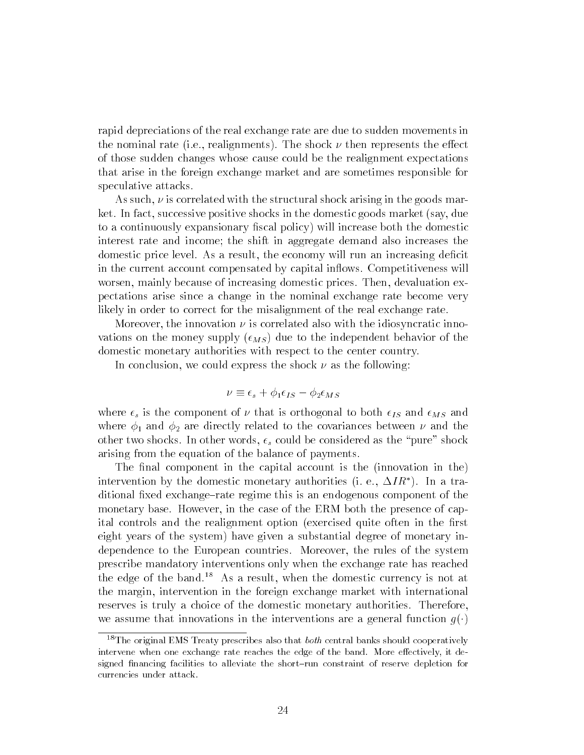rapid depreciations of the real exchange rate are due to sudden movements in the nominal rate (i.e., realignments). The shock $\nu$ then represents the effect of those sudden changes whose cause could be the realignment expectations that arise in the foreign exchange market and are sometimes responsible for speculative attacks.

As such, $\nu$ is correlated with the structural shock arising in the goods market. In fact, successive positive shocks in the domestic goods market (say, due to a continuously expansionary fiscal policy) will increase both the domestic interest rate and income; the shift in aggregate demand also increases the domestic price level. As a result, the economy will run an increasing deficit in the current account compensated by capital inflows. Competitiveness will worsen, mainly because of increasing domestic prices. Then, devaluation expectations arise since a change in the nominal exchange rate become very likely in order to correct for the misalignment of the real exchange rate.

Moreover, the innovation $\nu$ is correlated also with the idiosyncratic innovations on the money supply ($\epsilon_{MS}$) due to the independent behavior of the domestic monetary authorities with respect to the center country.

In conclusion, we could express the shock $\nu$ as the following:

$$\nu \equiv \epsilon_s + \phi_1 \epsilon_{IS} - \phi_2 \epsilon_{MS}$$

where $\epsilon_s$ is the component of $\nu$ that is orthogonal to both $\epsilon_{IS}$ and $\epsilon_{MS}$ and where $\phi_1$ and $\phi_2$ are directly related to the covariances between $\nu$ and the other two shocks. In other words, $\epsilon_s$ could be considered as the "pure" shock arising from the equation of the balance of payments.

The final component in the capital account is the (innovation in the) intervention by the domestic monetary authorities (i. e., $\Delta IR^*$). In a traditional fixed exchange–rate regime this is an endogenous component of the monetary base. However, in the case of the ERM both the presence of capital controls and the realignment option (exercised quite often in the first eight years of the system) have given a substantial degree of monetary independence to the European countries. Moreover, the rules of the system prescribe mandatory interventions only when the exchange rate has reached the edge of the band.[18] As a result, when the domestic currency is not at the margin, intervention in the foreign exchange market with international reserves is truly a choice of the domestic monetary authorities. Therefore, we assume that innovations in the interventions are a general function $g(\cdot)$

[18] The original EMS Treaty prescribes also that *both* central banks should cooperatively intervene when one exchange rate reaches the edge of the band. More effectively, it designed financing facilities to alleviate the short–run constraint of reserve depletion for currencies under attack.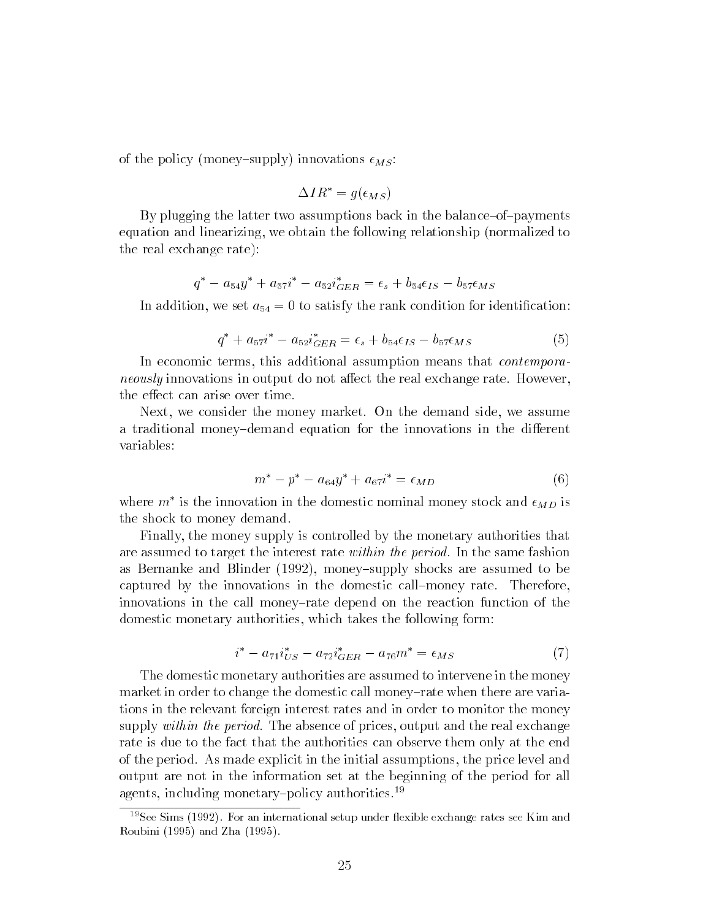of the policy (money–supply) innovations $\epsilon_{MS}$:

$$\Delta IR^* = g(\epsilon_{MS})$$

By plugging the latter two assumptions back in the balance–of–payments equation and linearizing, we obtain the following relationship (normalized to the real exchange rate):

$$q^* - a_{54}y^* + a_{57}i^* - a_{52}i^*_{GER} = \epsilon_s + b_{54}\epsilon_{IS} - b_{57}\epsilon_{MS}$$

In addition, we set $a_{54} = 0$ to satisfy the rank condition for identification:

$$q^* + a_{57}i^* - a_{52}i^*_{GER} = \epsilon_s + b_{54}\epsilon_{IS} - b_{57}\epsilon_{MS} \tag{5}$$

In economic terms, this additional assumption means that *contemporaneously* innovations in output do not affect the real exchange rate. However, the effect can arise over time.

Next, we consider the money market. On the demand side, we assume a traditional money–demand equation for the innovations in the different variables:

$$m^* - p^* - a_{64}y^* + a_{67}i^* = \epsilon_{MD} \tag{6}$$

where $m^*$ is the innovation in the domestic nominal money stock and $\epsilon_{MD}$ is the shock to money demand.

Finally, the money supply is controlled by the monetary authorities that are assumed to target the interest rate *within the period*. In the same fashion as Bernanke and Blinder (1992), money–supply shocks are assumed to be captured by the innovations in the domestic call–money rate. Therefore, innovations in the call money–rate depend on the reaction function of the domestic monetary authorities, which takes the following form:

$$i^* - a_{71}i^*_{US} - a_{72}i^*_{GER} - a_{76}m^* = \epsilon_{MS} \tag{7}$$

The domestic monetary authorities are assumed to intervene in the money market in order to change the domestic call money–rate when there are variations in the relevant foreign interest rates and in order to monitor the money supply *within the period*. The absence of prices, output and the real exchange rate is due to the fact that the authorities can observe them only at the end of the period. As made explicit in the initial assumptions, the price level and output are not in the information set at the beginning of the period for all agents, including monetary–policy authorities.[19]

[19] See Sims (1992). For an international setup under flexible exchange rates see Kim and Roubini (1995) and Zha (1995).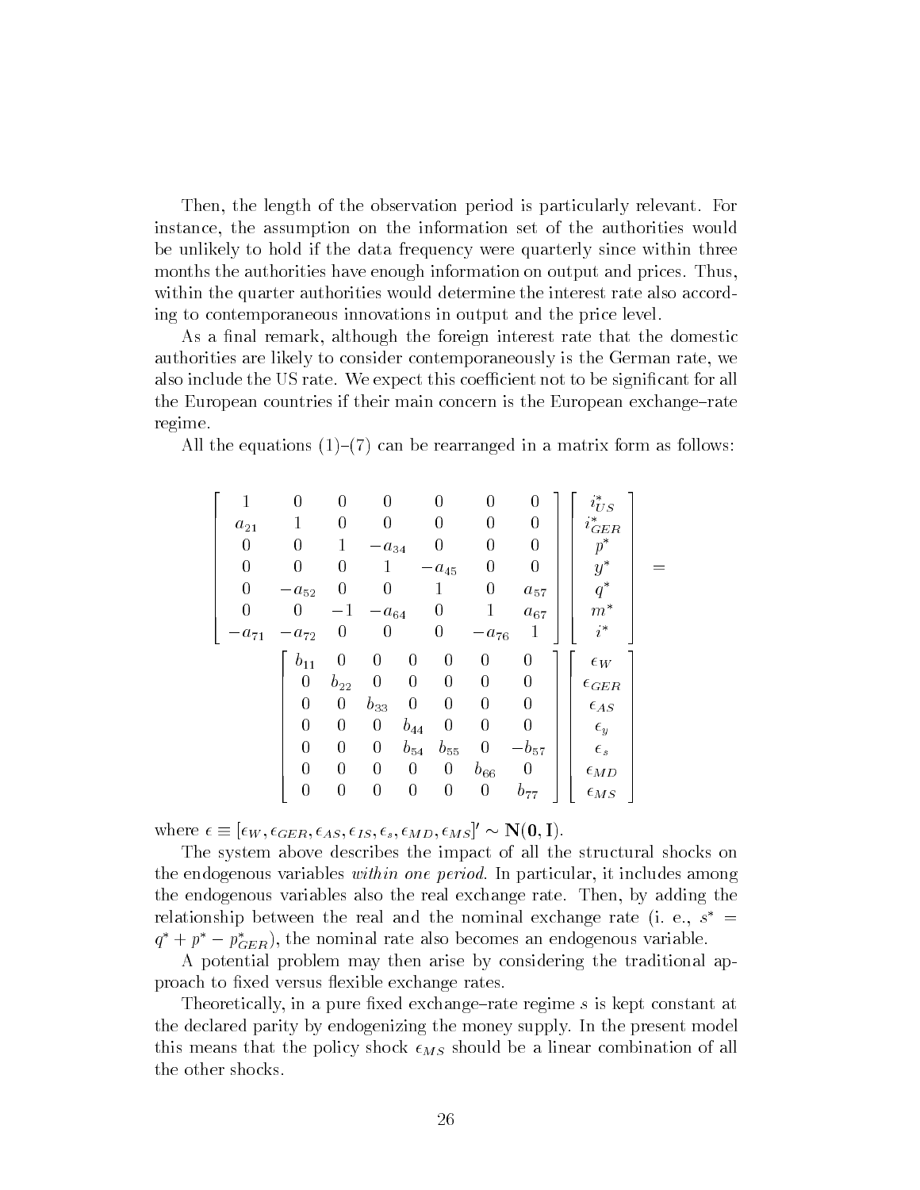Then, the length of the observation period is particularly relevant. For instance, the assumption on the information set of the authorities would be unlikely to hold if the data frequency were quarterly since within three months the authorities have enough information on output and prices. Thus, within the quarter authorities would determine the interest rate also according to contemporaneous innovations in output and the price level.

As a final remark, although the foreign interest rate that the domestic authorities are likely to consider contemporaneously is the German rate, we also include the US rate. We expect this coefficient not to be significant for all the European countries if their main concern is the European exchange–rate regime.

All the equations (1)–(7) can be rearranged in a matrix form as follows:

$$
\begin{bmatrix}
1 & 0 & 0 & 0 & 0 & 0 & 0 \\
a_{21} & 1 & 0 & 0 & 0 & 0 & 0 \\
0 & 0 & 1 & -a_{34} & 0 & 0 & 0 \\
0 & 0 & 0 & 1 & -a_{45} & 0 & 0 \\
0 & -a_{52} & 0 & 0 & 1 & 0 & a_{57} \\
0 & 0 & -1 & -a_{64} & 0 & 1 & a_{67} \\
-a_{71} & -a_{72} & 0 & 0 & 0 & -a_{76} & 1
\end{bmatrix}
\begin{bmatrix}
i^*_{US} \\ i^*_{GER} \\ p^* \\ y^* \\ q^* \\ m^* \\ i^*
\end{bmatrix}
=
\begin{bmatrix}
b_{11} & 0 & 0 & 0 & 0 & 0 & 0 \\
0 & b_{22} & 0 & 0 & 0 & 0 & 0 \\
0 & 0 & b_{33} & 0 & 0 & 0 & 0 \\
0 & 0 & 0 & b_{44} & 0 & 0 & 0 \\
0 & 0 & 0 & b_{54} & b_{55} & 0 & -b_{57} \\
0 & 0 & 0 & 0 & 0 & b_{66} & 0 \\
0 & 0 & 0 & 0 & 0 & 0 & b_{77}
\end{bmatrix}
\begin{bmatrix}
\epsilon_W \\ \epsilon_{GER} \\ \epsilon_{AS} \\ \epsilon_y \\ \epsilon_s \\ \epsilon_{MD} \\ \epsilon_{MS}
\end{bmatrix}
$$

where $\epsilon \equiv [\epsilon_W, \epsilon_{GER}, \epsilon_{AS}, \epsilon_{IS}, \epsilon_s, \epsilon_{MD}, \epsilon_{MS}]' \sim \mathbf{N}(\mathbf{0}, \mathbf{I})$.

The system above describes the impact of all the structural shocks on the endogenous variables *within one period*. In particular, it includes among the endogenous variables also the real exchange rate. Then, by adding the relationship between the real and the nominal exchange rate (i. e., $s^* = q^* + p^* - p^*_{GER}$), the nominal rate also becomes an endogenous variable.

A potential problem may then arise by considering the traditional approach to fixed versus flexible exchange rates.

Theoretically, in a pure fixed exchange–rate regime $s$ is kept constant at the declared parity by endogenizing the money supply. In the present model this means that the policy shock $\epsilon_{MS}$ should be a linear combination of all the other shocks.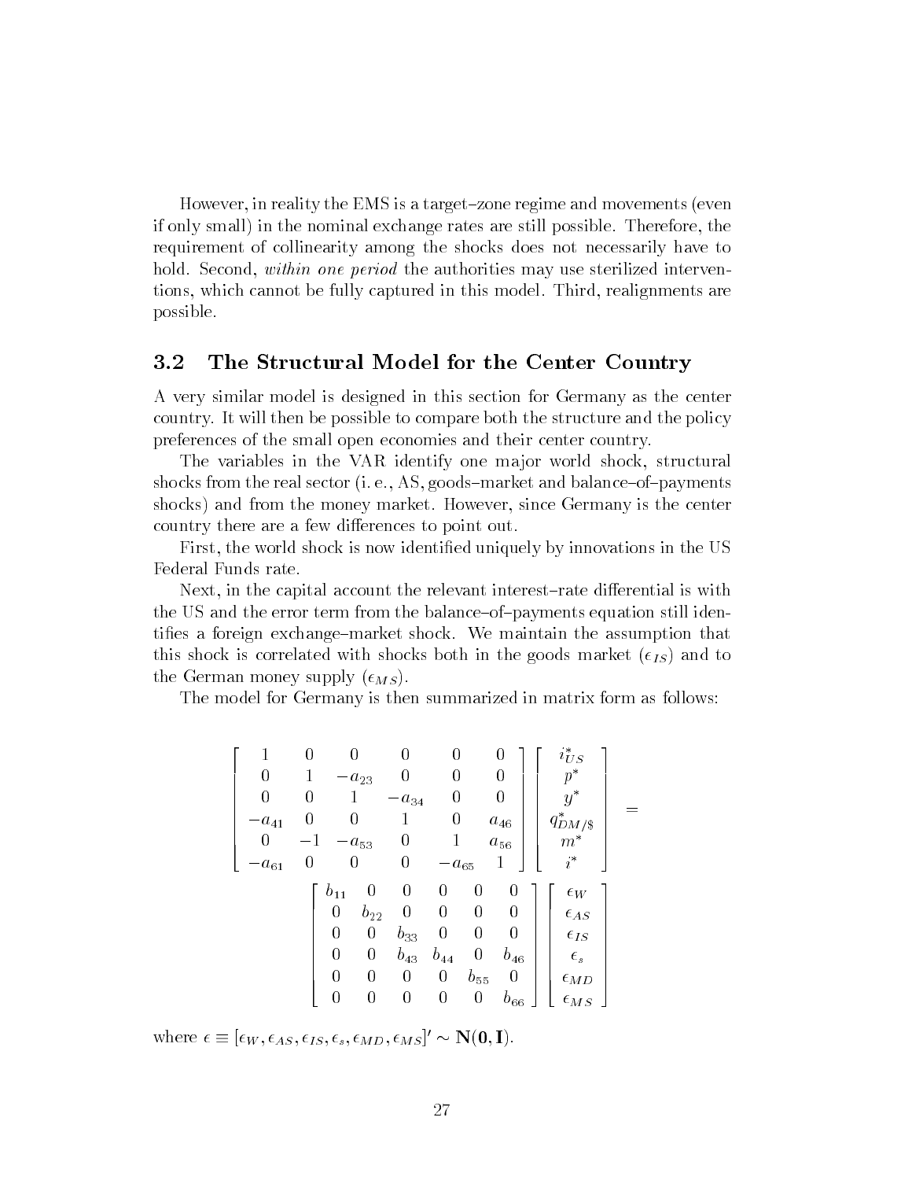However, in reality the EMS is a target–zone regime and movements (even if only small) in the nominal exchange rates are still possible. Therefore, the requirement of collinearity among the shocks does not necessarily have to hold. Second, *within one period* the authorities may use sterilized interventions, which cannot be fully captured in this model. Third, realignments are possible.

## 3.2 The Structural Model for the Center Country

A very similar model is designed in this section for Germany as the center country. It will then be possible to compare both the structure and the policy preferences of the small open economies and their center country.

The variables in the VAR identify one major world shock, structural shocks from the real sector (i. e., AS, goods–market and balance–of–payments shocks) and from the money market. However, since Germany is the center country there are a few differences to point out.

First, the world shock is now identified uniquely by innovations in the US Federal Funds rate.

Next, in the capital account the relevant interest–rate differential is with the US and the error term from the balance–of–payments equation still identifies a foreign exchange–market shock. We maintain the assumption that this shock is correlated with shocks both in the goods market ($\epsilon_{IS}$) and to the German money supply ($\epsilon_{MS}$).

The model for Germany is then summarized in matrix form as follows:

$$
\begin{bmatrix}
1 & 0 & 0 & 0 & 0 & 0 \\
0 & 1 & -a_{23} & 0 & 0 & 0 \\
0 & 0 & 1 & -a_{34} & 0 & 0 \\
-a_{41} & 0 & 0 & 1 & 0 & a_{46} \\
0 & -1 & -a_{53} & 0 & 1 & a_{56} \\
-a_{61} & 0 & 0 & 0 & -a_{65} & 1
\end{bmatrix}
\begin{bmatrix}
i^*_{US} \\ p^* \\ y^* \\ q^*_{DM/\$} \\ m^* \\ i^*
\end{bmatrix}
=
\begin{bmatrix}
b_{11} & 0 & 0 & 0 & 0 & 0 \\
0 & b_{22} & 0 & 0 & 0 & 0 \\
0 & 0 & b_{33} & 0 & 0 & 0 \\
0 & 0 & b_{43} & b_{44} & 0 & b_{46} \\
0 & 0 & 0 & 0 & b_{55} & 0 \\
0 & 0 & 0 & 0 & 0 & b_{66}
\end{bmatrix}
\begin{bmatrix}
\epsilon_W \\ \epsilon_{AS} \\ \epsilon_{IS} \\ \epsilon_s \\ \epsilon_{MD} \\ \epsilon_{MS}
\end{bmatrix}
$$

where $\epsilon \equiv [\epsilon_W, \epsilon_{AS}, \epsilon_{IS}, \epsilon_s, \epsilon_{MD}, \epsilon_{MS}]' \sim \mathbf{N}(\mathbf{0}, \mathbf{I})$.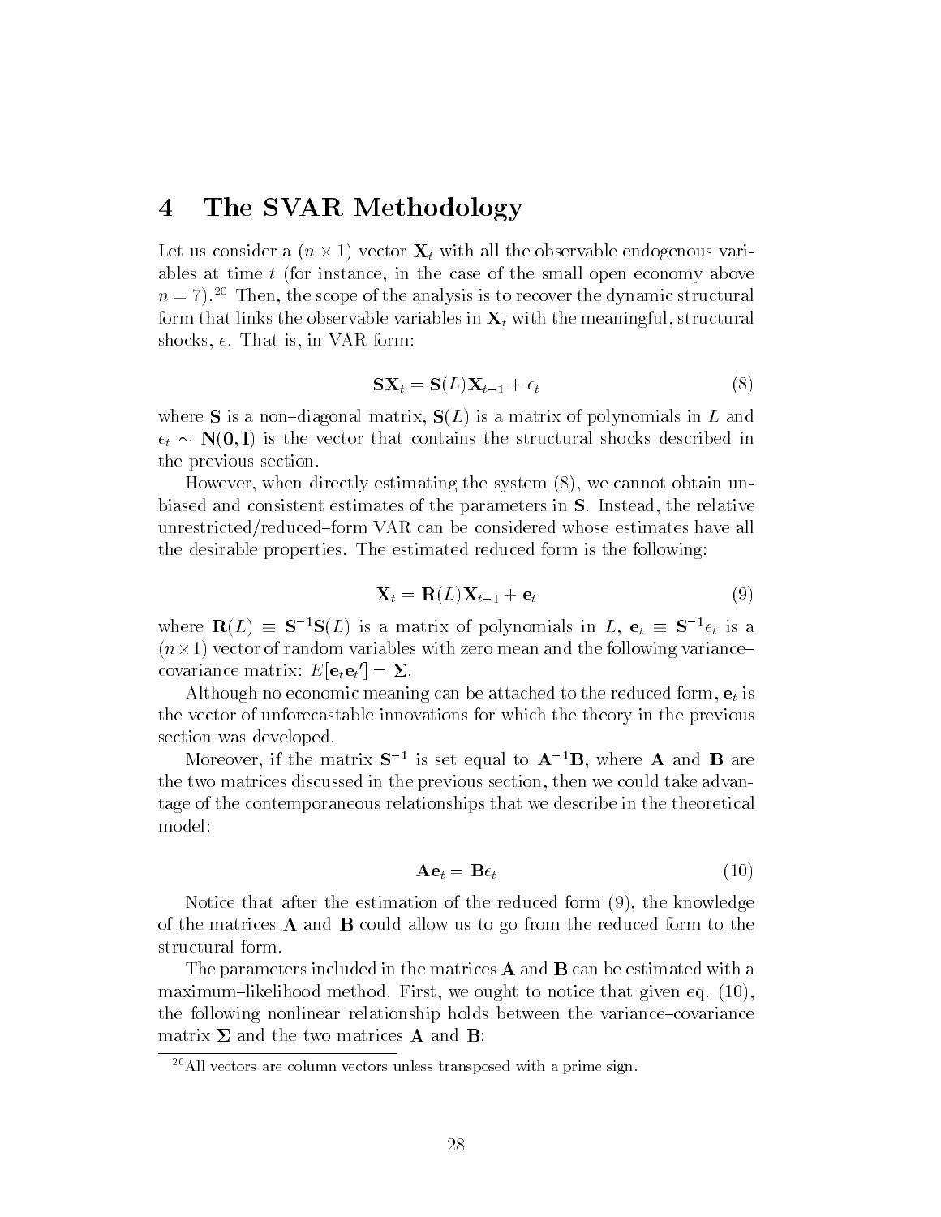# 4 The SVAR Methodology

Let us consider a $(n \times 1)$ vector $\mathbf{X}_t$ with all the observable endogenous variables at time $t$ (for instance, in the case of the small open economy above $n = 7$).[20] Then, the scope of the analysis is to recover the dynamic structural form that links the observable variables in $\mathbf{X}_t$ with the meaningful, structural shocks, $\epsilon$. That is, in VAR form:

$$\mathbf{S}\mathbf{X}_t = \mathbf{S}(L)\mathbf{X}_{t-1} + \epsilon_t \tag{8}$$

where $\mathbf{S}$ is a non–diagonal matrix, $\mathbf{S}(L)$ is a matrix of polynomials in $L$ and $\epsilon_t \sim \mathbf{N}(\mathbf{0}, \mathbf{I})$ is the vector that contains the structural shocks described in the previous section.

However, when directly estimating the system (8), we cannot obtain unbiased and consistent estimates of the parameters in $\mathbf{S}$. Instead, the relative unrestricted/reduced–form VAR can be considered whose estimates have all the desirable properties. The estimated reduced form is the following:

$$\mathbf{X}_t = \mathbf{R}(L)\mathbf{X}_{t-1} + \mathbf{e}_t \tag{9}$$

where $\mathbf{R}(L) \equiv \mathbf{S}^{-1}\mathbf{S}(L)$ is a matrix of polynomials in $L$, $\mathbf{e}_t \equiv \mathbf{S}^{-1}\epsilon_t$ is a $(n \times 1)$ vector of random variables with zero mean and the following variance–covariance matrix: $E[\mathbf{e}_t \mathbf{e}_t'] = \mathbf{\Sigma}$.

Although no economic meaning can be attached to the reduced form, $\mathbf{e}_t$ is the vector of unforecastable innovations for which the theory in the previous section was developed.

Moreover, if the matrix $\mathbf{S}^{-1}$ is set equal to $\mathbf{A}^{-1}\mathbf{B}$, where $\mathbf{A}$ and $\mathbf{B}$ are the two matrices discussed in the previous section, then we could take advantage of the contemporaneous relationships that we describe in the theoretical model:

$$\mathbf{A}\mathbf{e}_t = \mathbf{B}\epsilon_t \tag{10}$$

Notice that after the estimation of the reduced form (9), the knowledge of the matrices $\mathbf{A}$ and $\mathbf{B}$ could allow us to go from the reduced form to the structural form.

The parameters included in the matrices $\mathbf{A}$ and $\mathbf{B}$ can be estimated with a maximum–likelihood method. First, we ought to notice that given eq. (10), the following nonlinear relationship holds between the variance–covariance matrix $\mathbf{\Sigma}$ and the two matrices $\mathbf{A}$ and $\mathbf{B}$:

[20] All vectors are column vectors unless transposed with a prime sign.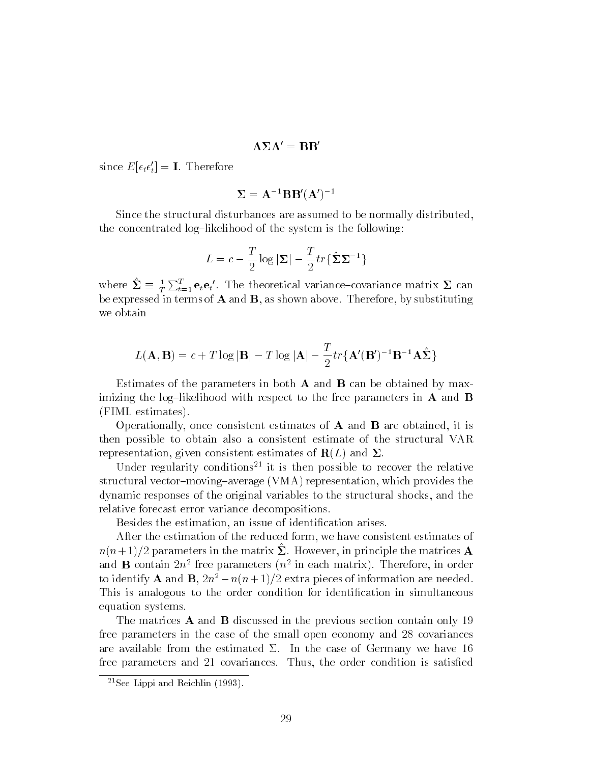$$\mathbf{A\Sigma A'} = \mathbf{BB'}$$

since $E[\epsilon_t \epsilon_t'] = \mathbf{I}$. Therefore

$$\mathbf{\Sigma} = \mathbf{A}^{-1}\mathbf{BB'}(\mathbf{A'})^{-1}$$

Since the structural disturbances are assumed to be normally distributed, the concentrated log–likelihood of the system is the following:

$$L = c - \frac{T}{2}\log|\mathbf{\Sigma}| - \frac{T}{2}tr\{\hat{\mathbf{\Sigma}}\mathbf{\Sigma}^{-1}\}$$

where $\hat{\mathbf{\Sigma}} \equiv \frac{1}{T}\sum_{t=1}^{T}\mathbf{e}_t\mathbf{e}_t'$. The theoretical variance–covariance matrix $\mathbf{\Sigma}$ can be expressed in terms of $\mathbf{A}$ and $\mathbf{B}$, as shown above. Therefore, by substituting we obtain

$$L(\mathbf{A},\mathbf{B}) = c + T\log|\mathbf{B}| - T\log|\mathbf{A}| - \frac{T}{2}tr\{\mathbf{A'}(\mathbf{B'})^{-1}\mathbf{B}^{-1}\mathbf{A}\hat{\mathbf{\Sigma}}\}$$

Estimates of the parameters in both $\mathbf{A}$ and $\mathbf{B}$ can be obtained by maximizing the log–likelihood with respect to the free parameters in $\mathbf{A}$ and $\mathbf{B}$ (FIML estimates).

Operationally, once consistent estimates of $\mathbf{A}$ and $\mathbf{B}$ are obtained, it is then possible to obtain also a consistent estimate of the structural VAR representation, given consistent estimates of $\mathbf{R}(L)$ and $\mathbf{\Sigma}$.

Under regularity conditions[21] it is then possible to recover the relative structural vector–moving–average (VMA) representation, which provides the dynamic responses of the original variables to the structural shocks, and the relative forecast error variance decompositions.

Besides the estimation, an issue of identification arises.

After the estimation of the reduced form, we have consistent estimates of $n(n+1)/2$ parameters in the matrix $\hat{\mathbf{\Sigma}}$. However, in principle the matrices $\mathbf{A}$ and $\mathbf{B}$ contain $2n^2$ free parameters ($n^2$ in each matrix). Therefore, in order to identify $\mathbf{A}$ and $\mathbf{B}$, $2n^2 - n(n+1)/2$ extra pieces of information are needed. This is analogous to the order condition for identification in simultaneous equation systems.

The matrices $\mathbf{A}$ and $\mathbf{B}$ discussed in the previous section contain only 19 free parameters in the case of the small open economy and 28 covariances are available from the estimated $\Sigma$. In the case of Germany we have 16 free parameters and 21 covariances. Thus, the order condition is satisfied

[21] See Lippi and Reichlin (1993).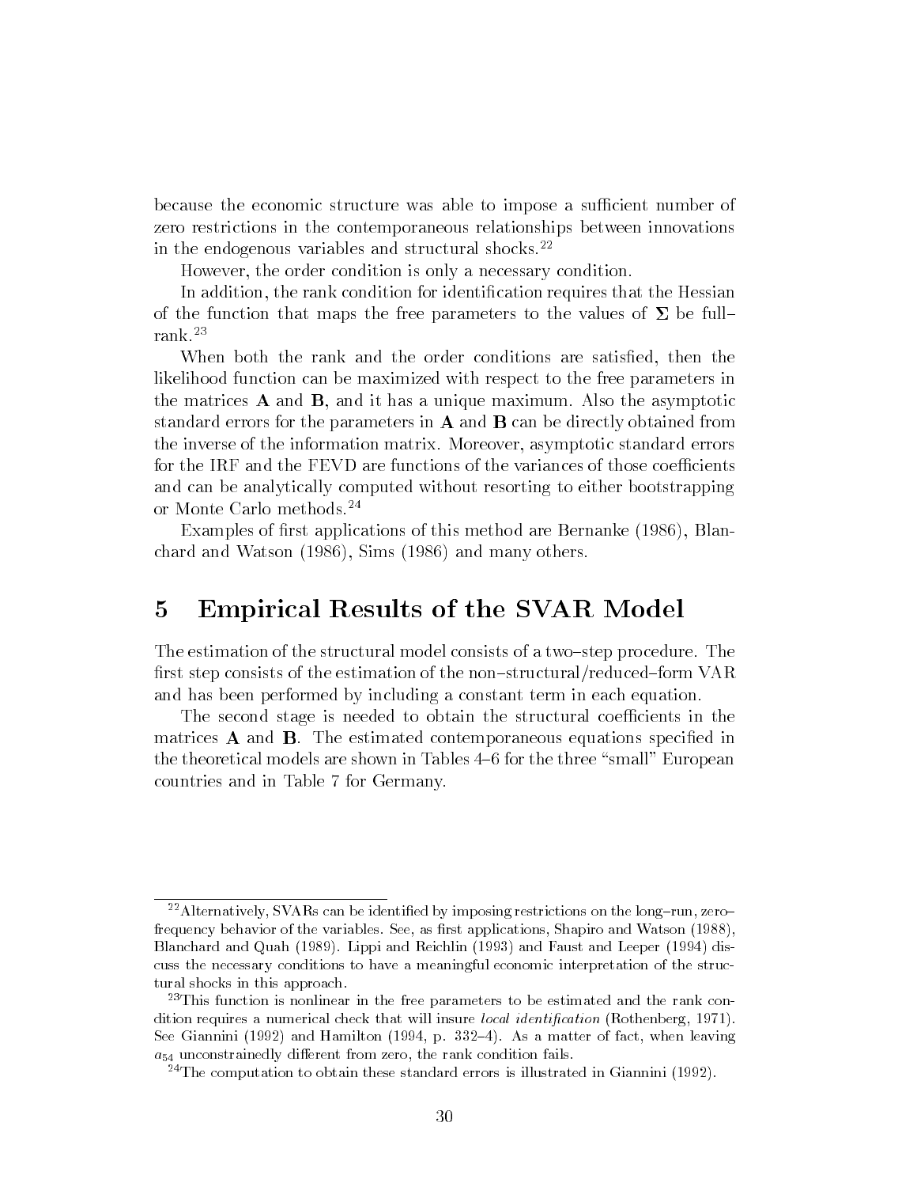because the economic structure was able to impose a sufficient number of zero restrictions in the contemporaneous relationships between innovations in the endogenous variables and structural shocks.[22]

However, the order condition is only a necessary condition.

In addition, the rank condition for identification requires that the Hessian of the function that maps the free parameters to the values of $\mathbf{\Sigma}$ be full–rank.[23]

When both the rank and the order conditions are satisfied, then the likelihood function can be maximized with respect to the free parameters in the matrices $\mathbf{A}$ and $\mathbf{B}$, and it has a unique maximum. Also the asymptotic standard errors for the parameters in $\mathbf{A}$ and $\mathbf{B}$ can be directly obtained from the inverse of the information matrix. Moreover, asymptotic standard errors for the IRF and the FEVD are functions of the variances of those coefficients and can be analytically computed without resorting to either bootstrapping or Monte Carlo methods.[24]

Examples of first applications of this method are Bernanke (1986), Blanchard and Watson (1986), Sims (1986) and many others.

# 5 Empirical Results of the SVAR Model

The estimation of the structural model consists of a two–step procedure. The first step consists of the estimation of the non–structural/reduced–form VAR and has been performed by including a constant term in each equation.

The second stage is needed to obtain the structural coefficients in the matrices $\mathbf{A}$ and $\mathbf{B}$. The estimated contemporaneous equations specified in the theoretical models are shown in Tables 4–6 for the three "small" European countries and in Table 7 for Germany.

---

[22] Alternatively, SVARs can be identified by imposing restrictions on the long–run, zero–frequency behavior of the variables. See, as first applications, Shapiro and Watson (1988), Blanchard and Quah (1989). Lippi and Reichlin (1993) and Faust and Leeper (1994) discuss the necessary conditions to have a meaningful economic interpretation of the structural shocks in this approach.

[23] This function is nonlinear in the free parameters to be estimated and the rank condition requires a numerical check that will insure *local identification* (Rothenberg, 1971). See Giannini (1992) and Hamilton (1994, p. 332–4). As a matter of fact, when leaving $a_{54}$ unconstrainedly different from zero, the rank condition fails.

[24] The computation to obtain these standard errors is illustrated in Giannini (1992).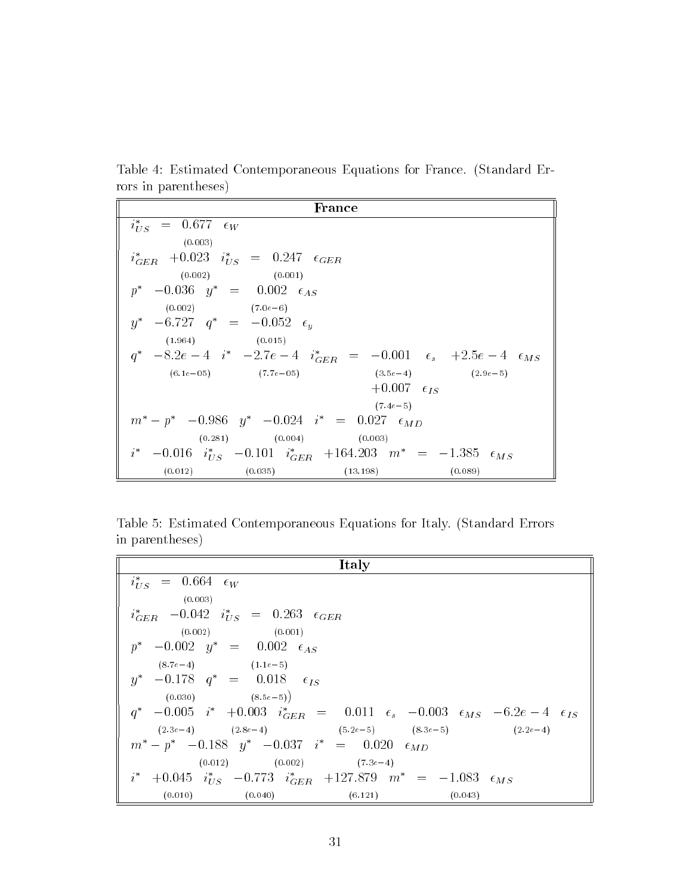Table 4: Estimated Contemporaneous Equations for France. (Standard Errors in parentheses)

**France**

$$i^*_{US} = \underset{(0.003)}{0.677} \; \epsilon_W$$

$$i^*_{GER} \underset{(0.002)}{+0.023} \; i^*_{US} = \underset{(0.001)}{0.247} \; \epsilon_{GER}$$

$$p^* \underset{(0.002)}{-0.036} \; y^* = \underset{(7.0e-6)}{0.002} \; \epsilon_{AS}$$

$$y^* \underset{(1.964)}{-6.727} \; q^* = \underset{(0.015)}{-0.052} \; \epsilon_y$$

$$q^* \underset{(6.1e-05)}{-8.2e-4} \; i^* \underset{(7.7e-05)}{-2.7e-4} \; i^*_{GER} = \underset{(3.5e-4)}{-0.001} \; \epsilon_s \underset{(2.9e-5)}{+2.5e-4} \; \epsilon_{MS} \underset{(7.4e-5)}{+0.007} \; \epsilon_{IS}$$

$$m^* - p^* \underset{(0.281)}{-0.986} \; y^* \underset{(0.004)}{-0.024} \; i^* = \underset{(0.003)}{0.027} \; \epsilon_{MD}$$

$$i^* \underset{(0.012)}{-0.016} \; i^*_{US} \underset{(0.035)}{-0.101} \; i^*_{GER} \underset{(13.198)}{+164.203} \; m^* = \underset{(0.089)}{-1.385} \; \epsilon_{MS}$$

Table 5: Estimated Contemporaneous Equations for Italy. (Standard Errors in parentheses)

**Italy**

$$i^*_{US} = \underset{(0.003)}{0.664} \; \epsilon_W$$

$$i^*_{GER} \underset{(0.002)}{-0.042} \; i^*_{US} = \underset{(0.001)}{0.263} \; \epsilon_{GER}$$

$$p^* \underset{(8.7e-4)}{-0.002} \; y^* = \underset{(1.1e-5)}{0.002} \; \epsilon_{AS}$$

$$y^* \underset{(0.030)}{-0.178} \; q^* = \underset{(8.5e-5))}{0.018} \; \epsilon_{IS}$$

$$q^* \underset{(2.3e-4)}{-0.005} \; i^* \underset{(2.8e-4)}{+0.003} \; i^*_{GER} = \underset{(5.2e-5)}{0.011} \; \epsilon_s \underset{(8.3e-5)}{-0.003} \; \epsilon_{MS} \underset{(2.2e-4)}{-6.2e-4} \; \epsilon_{IS}$$

$$m^* - p^* \underset{(0.012)}{-0.188} \; y^* \underset{(0.002)}{-0.037} \; i^* = \underset{(7.3e-4)}{0.020} \; \epsilon_{MD}$$

$$i^* \underset{(0.010)}{+0.045} \; i^*_{US} \underset{(0.040)}{-0.773} \; i^*_{GER} \underset{(6.121)}{+127.879} \; m^* = \underset{(0.043)}{-1.083} \; \epsilon_{MS}$$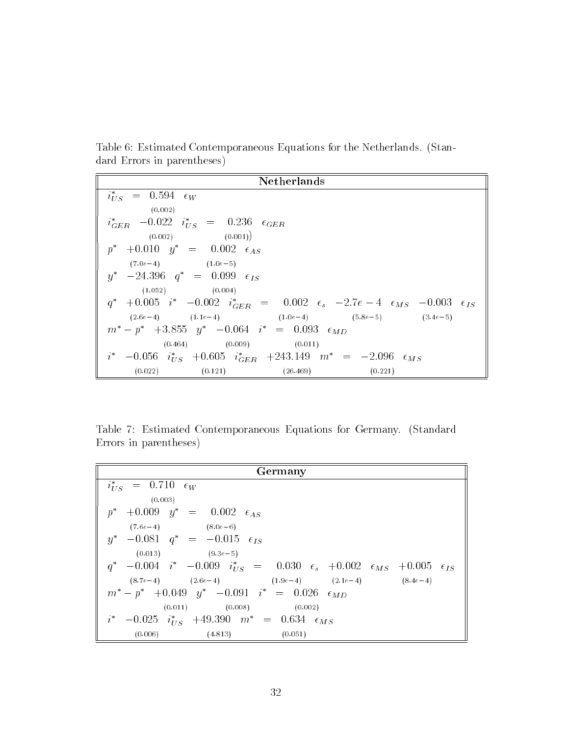Table 6: Estimated Contemporaneous Equations for the Netherlands. (Standard Errors in parentheses)

**Netherlands**

$$i^*_{US} \; = \; \underset{(0.002)}{0.594} \; \epsilon_W$$

$$i^*_{GER} \; \underset{(0.002)}{-0.022} \; i^*_{US} \; = \; \underset{(0.001))}{0.236} \; \epsilon_{GER}$$

$$p^* \; \underset{(7.0e-4)}{+0.010} \; y^* \; = \; \underset{(1.0e-5)}{0.002} \; \epsilon_{AS}$$

$$y^* \; \underset{(1.052)}{-24.396} \; q^* \; = \; \underset{(0.004)}{0.099} \; \epsilon_{IS}$$

$$q^* \; \underset{(2.6e-4)}{+0.005} \; i^* \; \underset{(1.1e-4)}{-0.002} \; i^*_{GER} \; = \; \underset{(1.0e-4)}{0.002} \; \epsilon_s \; \underset{(5.8e-5)}{-2.7e-4} \; \epsilon_{MS} \; \underset{(3.4e-5)}{-0.003} \; \epsilon_{IS}$$

$$m^* - p^* \; \underset{(0.464)}{+3.855} \; y^* \; \underset{(0.009)}{-0.064} \; i^* \; = \; \underset{(0.011)}{0.093} \; \epsilon_{MD}$$

$$i^* \; \underset{(0.022)}{-0.056} \; i^*_{US} \; \underset{(0.121)}{+0.605} \; i^*_{GER} \; \underset{(26.469)}{+243.149} \; m^* \; = \; \underset{(0.221)}{-2.096} \; \epsilon_{MS}$$

Table 7: Estimated Contemporaneous Equations for Germany. (Standard Errors in parentheses)

**Germany**

$$i^*_{US} \; = \; \underset{(0.003)}{0.710} \; \epsilon_W$$

$$p^* \; \underset{(7.6e-4)}{+0.009} \; y^* \; = \; \underset{(8.0e-6)}{0.002} \; \epsilon_{AS}$$

$$y^* \; \underset{(0.013)}{-0.081} \; q^* \; = \; \underset{(9.3e-5)}{-0.015} \; \epsilon_{IS}$$

$$q^* \; \underset{(8.7e-4)}{-0.004} \; i^* \; \underset{(2.6e-4)}{-0.009} \; i^*_{US} \; = \; \underset{(1.9e-4)}{0.030} \; \epsilon_s \; \underset{(2.1e-4)}{+0.002} \; \epsilon_{MS} \; \underset{(8.4e-4)}{+0.005} \; \epsilon_{IS}$$

$$m^* - p^* \; \underset{(0.011)}{+0.049} \; y^* \; \underset{(0.008)}{-0.091} \; i^* \; = \; \underset{(0.002)}{0.026} \; \epsilon_{MD}$$

$$i^* \; \underset{(0.006)}{-0.025} \; i^*_{US} \; \underset{(4.813)}{+49.390} \; m^* \; = \; \underset{(0.051)}{0.634} \; \epsilon_{MS}$$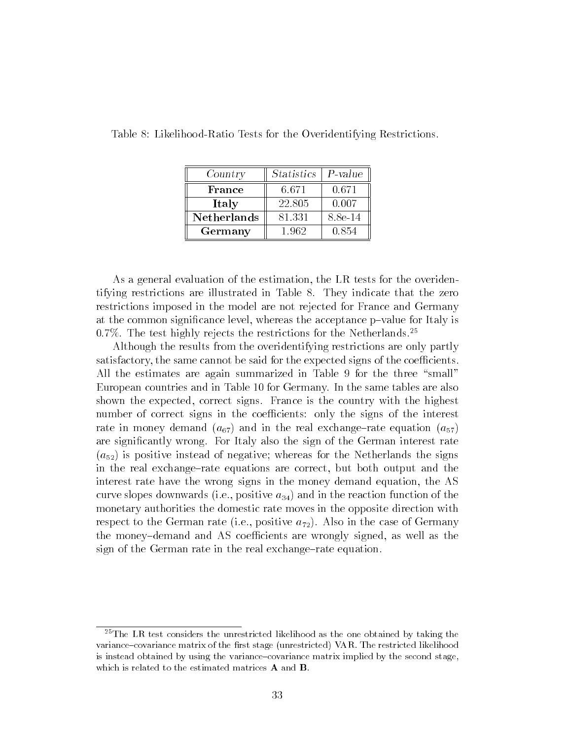Table 8: Likelihood-Ratio Tests for the Overidentifying Restrictions.

| *Country* | *Statistics* | *P-value* |
|---|---|---|
| **France** | 6.671 | 0.671 |
| **Italy** | 22.805 | 0.007 |
| **Netherlands** | 81.331 | 8.8e-14 |
| **Germany** | 1.962 | 0.854 |

As a general evaluation of the estimation, the LR tests for the overidentifying restrictions are illustrated in Table 8. They indicate that the zero restrictions imposed in the model are not rejected for France and Germany at the common significance level, whereas the acceptance p–value for Italy is 0.7%. The test highly rejects the restrictions for the Netherlands.[25]

Although the results from the overidentifying restrictions are only partly satisfactory, the same cannot be said for the expected signs of the coefficients. All the estimates are again summarized in Table 9 for the three "small" European countries and in Table 10 for Germany. In the same tables are also shown the expected, correct signs. France is the country with the highest number of correct signs in the coefficients: only the signs of the interest rate in money demand ($a_{67}$) and in the real exchange–rate equation ($a_{57}$) are significantly wrong. For Italy also the sign of the German interest rate ($a_{52}$) is positive instead of negative; whereas for the Netherlands the signs in the real exchange–rate equations are correct, but both output and the interest rate have the wrong signs in the money demand equation, the AS curve slopes downwards (i.e., positive $a_{34}$) and in the reaction function of the monetary authorities the domestic rate moves in the opposite direction with respect to the German rate (i.e., positive $a_{72}$). Also in the case of Germany the money–demand and AS coefficients are wrongly signed, as well as the sign of the German rate in the real exchange–rate equation.

[25]The LR test considers the unrestricted likelihood as the one obtained by taking the variance–covariance matrix of the first stage (unrestricted) VAR. The restricted likelihood is instead obtained by using the variance–covariance matrix implied by the second stage, which is related to the estimated matrices **A** and **B**.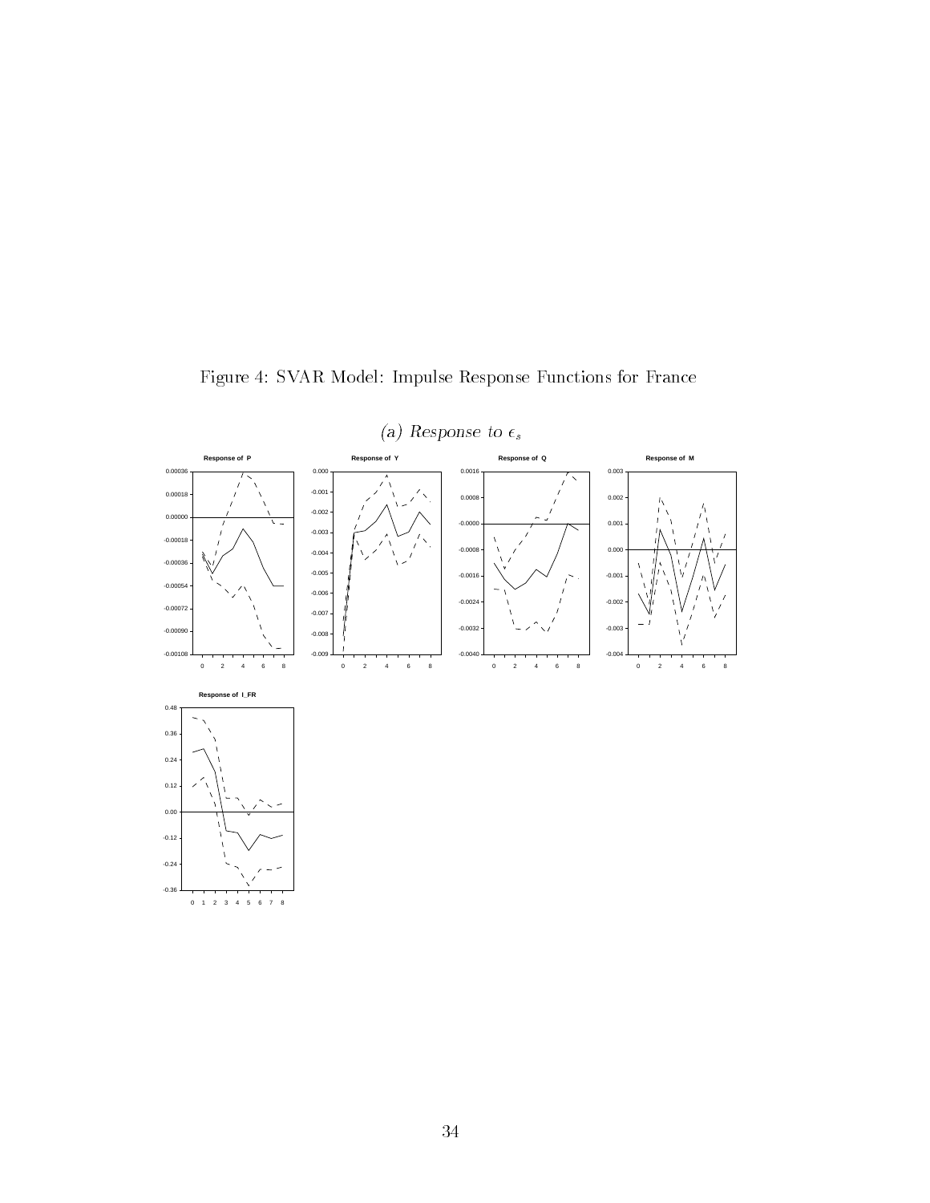Figure 4: SVAR Model: Impulse Response Functions for France

*(a) Response to $\epsilon_s$*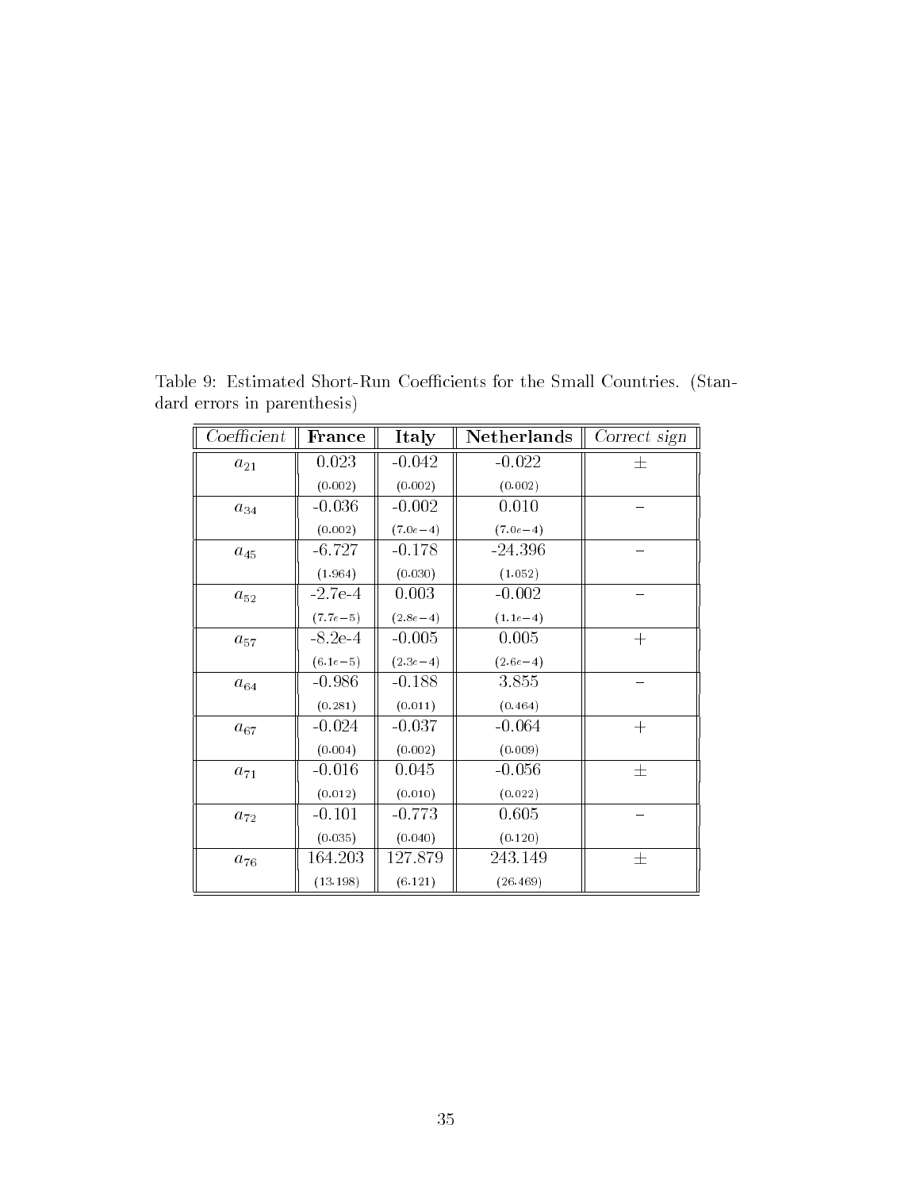Table 9: Estimated Short-Run Coefficients for the Small Countries. (Standard errors in parenthesis)

| *Coefficient* | **France** | **Italy** | **Netherlands** | *Correct sign* |
|---|---|---|---|---|
| $a_{21}$ | 0.023 | -0.042 | -0.022 | $\pm$ |
| | (0.002) | (0.002) | (0.002) | |
| $a_{34}$ | -0.036 | -0.002 | 0.010 | $-$ |
| | (0.002) | (7.0e−4) | (7.0e−4) | |
| $a_{45}$ | -6.727 | -0.178 | -24.396 | $-$ |
| | (1.964) | (0.030) | (1.052) | |
| $a_{52}$ | -2.7e-4 | 0.003 | -0.002 | $-$ |
| | (7.7e−5) | (2.8e−4) | (1.1e−4) | |
| $a_{57}$ | -8.2e-4 | -0.005 | 0.005 | $+$ |
| | (6.1e−5) | (2.3e−4) | (2.6e−4) | |
| $a_{64}$ | -0.986 | -0.188 | 3.855 | $-$ |
| | (0.281) | (0.011) | (0.464) | |
| $a_{67}$ | -0.024 | -0.037 | -0.064 | $+$ |
| | (0.004) | (0.002) | (0.009) | |
| $a_{71}$ | -0.016 | 0.045 | -0.056 | $\pm$ |
| | (0.012) | (0.010) | (0.022) | |
| $a_{72}$ | -0.101 | -0.773 | 0.605 | $-$ |
| | (0.035) | (0.040) | (0.120) | |
| $a_{76}$ | 164.203 | 127.879 | 243.149 | $\pm$ |
| | (13.198) | (6.121) | (26.469) | |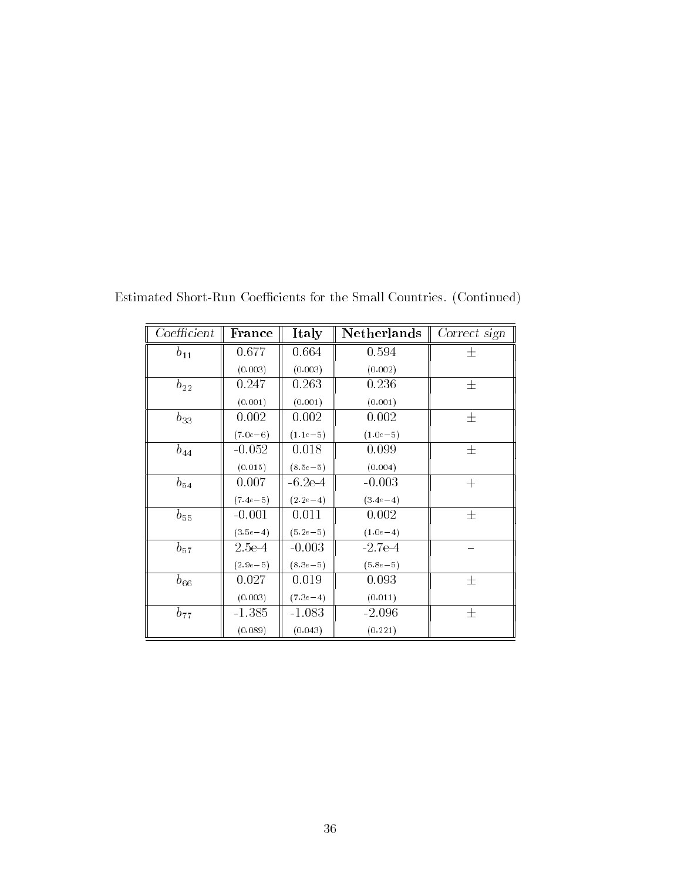Estimated Short-Run Coefficients for the Small Countries. (Continued)

| *Coefficient* | **France** | **Italy** | **Netherlands** | *Correct sign* |
|---|---|---|---|---|
| $b_{11}$ | 0.677 | 0.664 | 0.594 | $\pm$ |
| | (0.003) | (0.003) | (0.002) | |
| $b_{22}$ | 0.247 | 0.263 | 0.236 | $\pm$ |
| | (0.001) | (0.001) | (0.001) | |
| $b_{33}$ | 0.002 | 0.002 | 0.002 | $\pm$ |
| | (7.0e−6) | (1.1e−5) | (1.0e−5) | |
| $b_{44}$ | -0.052 | 0.018 | 0.099 | $\pm$ |
| | (0.015) | (8.5e−5) | (0.004) | |
| $b_{54}$ | 0.007 | -6.2e-4 | -0.003 | $+$ |
| | (7.4e−5) | (2.2e−4) | (3.4e−4) | |
| $b_{55}$ | -0.001 | 0.011 | 0.002 | $\pm$ |
| | (3.5e−4) | (5.2e−5) | (1.0e−4) | |
| $b_{57}$ | 2.5e-4 | -0.003 | -2.7e-4 | $-$ |
| | (2.9e−5) | (8.3e−5) | (5.8e−5) | |
| $b_{66}$ | 0.027 | 0.019 | 0.093 | $\pm$ |
| | (0.003) | (7.3e−4) | (0.011) | |
| $b_{77}$ | -1.385 | -1.083 | -2.096 | $\pm$ |
| | (0.089) | (0.043) | (0.221) | |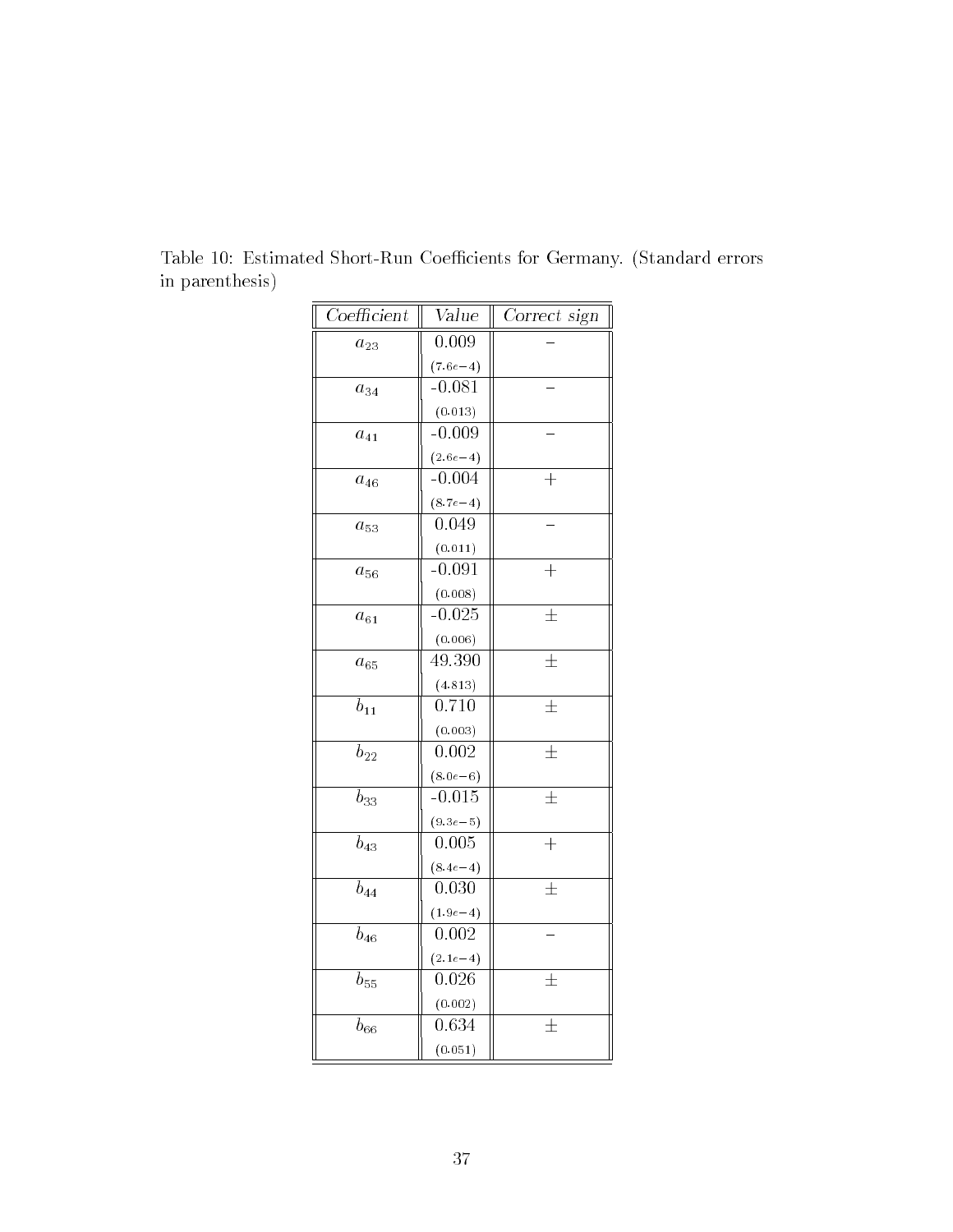Table 10: Estimated Short-Run Coefficients for Germany. (Standard errors in parenthesis)

| *Coefficient* | *Value* | *Correct sign* |
|---|---|---|
| $a_{23}$ | 0.009 (7.6e−4) | − |
| $a_{34}$ | -0.081 (0.013) | − |
| $a_{41}$ | -0.009 (2.6e−4) | − |
| $a_{46}$ | -0.004 (8.7e−4) | + |
| $a_{53}$ | 0.049 (0.011) | − |
| $a_{56}$ | -0.091 (0.008) | + |
| $a_{61}$ | -0.025 (0.006) | ± |
| $a_{65}$ | 49.390 (4.813) | ± |
| $b_{11}$ | 0.710 (0.003) | ± |
| $b_{22}$ | 0.002 (8.0e−6) | ± |
| $b_{33}$ | -0.015 (9.3e−5) | ± |
| $b_{43}$ | 0.005 (8.4e−4) | + |
| $b_{44}$ | 0.030 (1.9e−4) | ± |
| $b_{46}$ | 0.002 (2.1e−4) | − |
| $b_{55}$ | 0.026 (0.002) | ± |
| $b_{66}$ | 0.634 (0.051) | ± |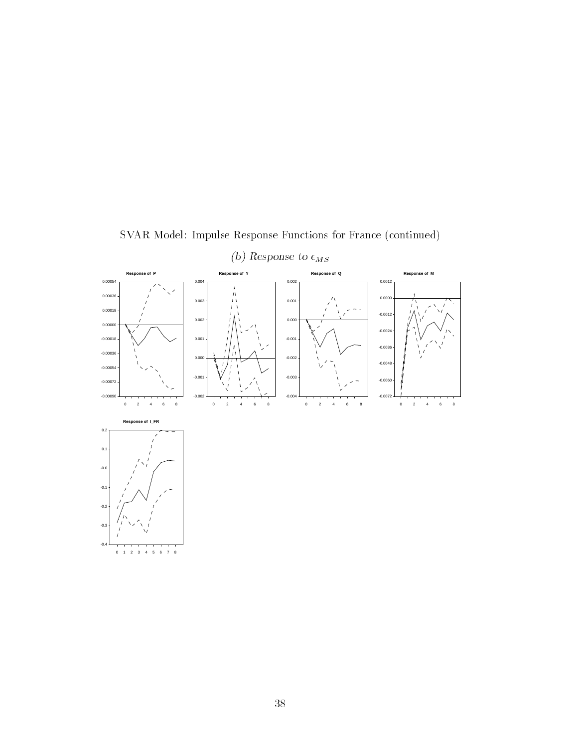SVAR Model: Impulse Response Functions for France (continued)

*(b) Response to $\epsilon_{MS}$*

**Response of P**

**Response of Y**

**Response of Q**

**Response of M**

**Response of I_FR**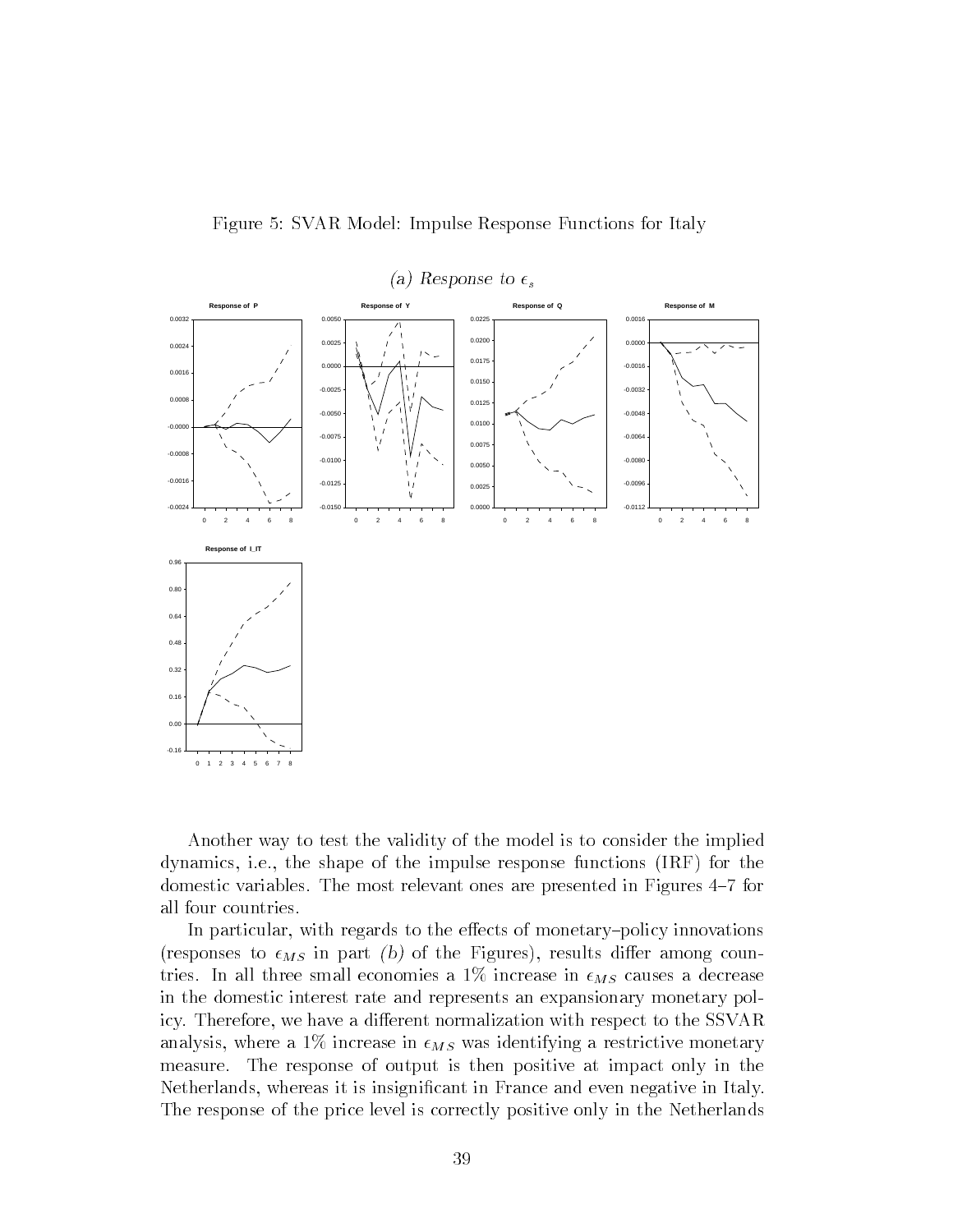Figure 5: SVAR Model: Impulse Response Functions for Italy

*(a) Response to $\epsilon_s$*

Another way to test the validity of the model is to consider the implied dynamics, i.e., the shape of the impulse response functions (IRF) for the domestic variables. The most relevant ones are presented in Figures 4–7 for all four countries.

In particular, with regards to the effects of monetary–policy innovations (responses to $\epsilon_{MS}$ in part *(b)* of the Figures), results differ among countries. In all three small economies a 1% increase in $\epsilon_{MS}$ causes a decrease in the domestic interest rate and represents an expansionary monetary policy. Therefore, we have a different normalization with respect to the SSVAR analysis, where a 1% increase in $\epsilon_{MS}$ was identifying a restrictive monetary measure. The response of output is then positive at impact only in the Netherlands, whereas it is insignificant in France and even negative in Italy. The response of the price level is correctly positive only in the Netherlands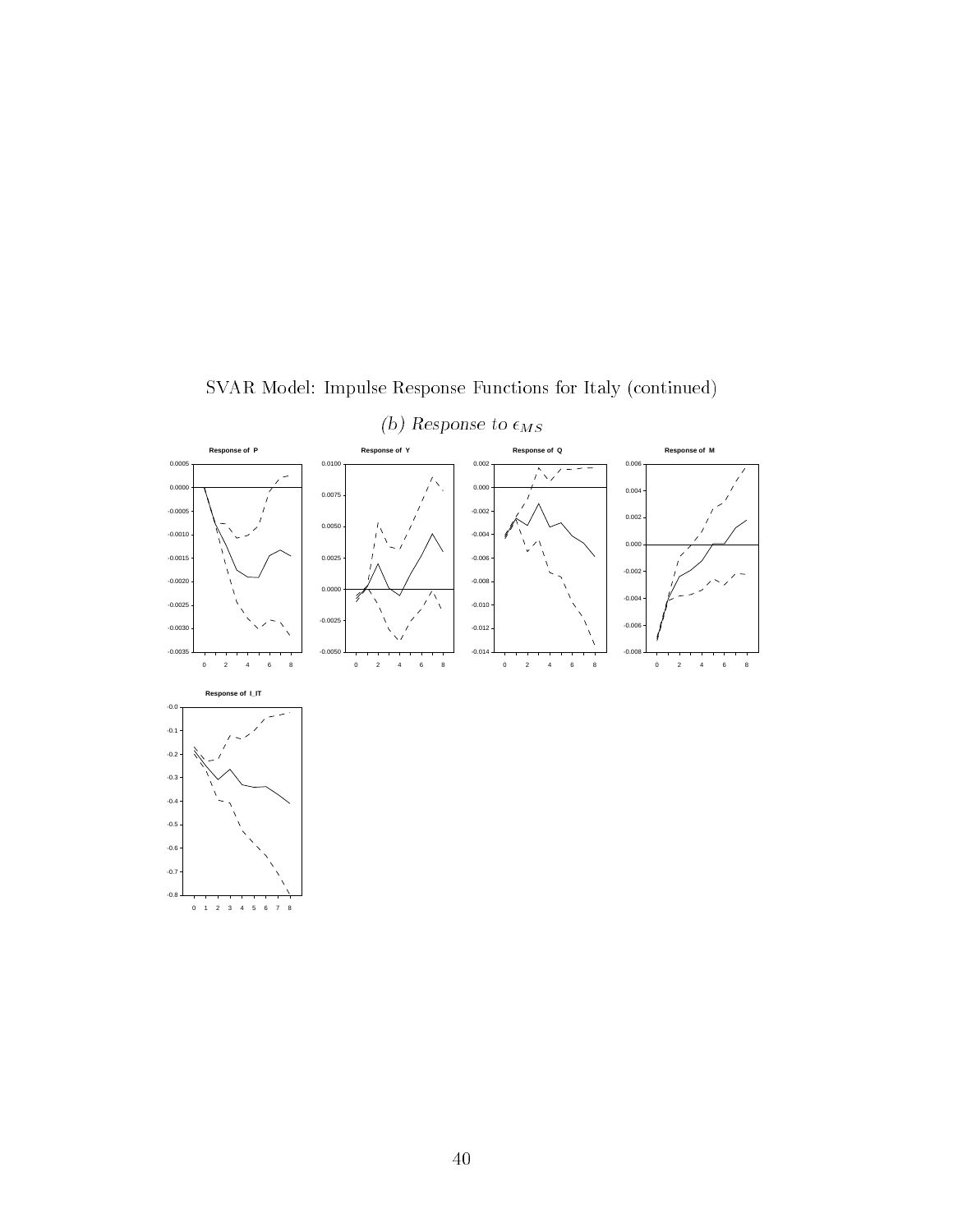SVAR Model: Impulse Response Functions for Italy (continued)

*(b) Response to $\epsilon_{MS}$*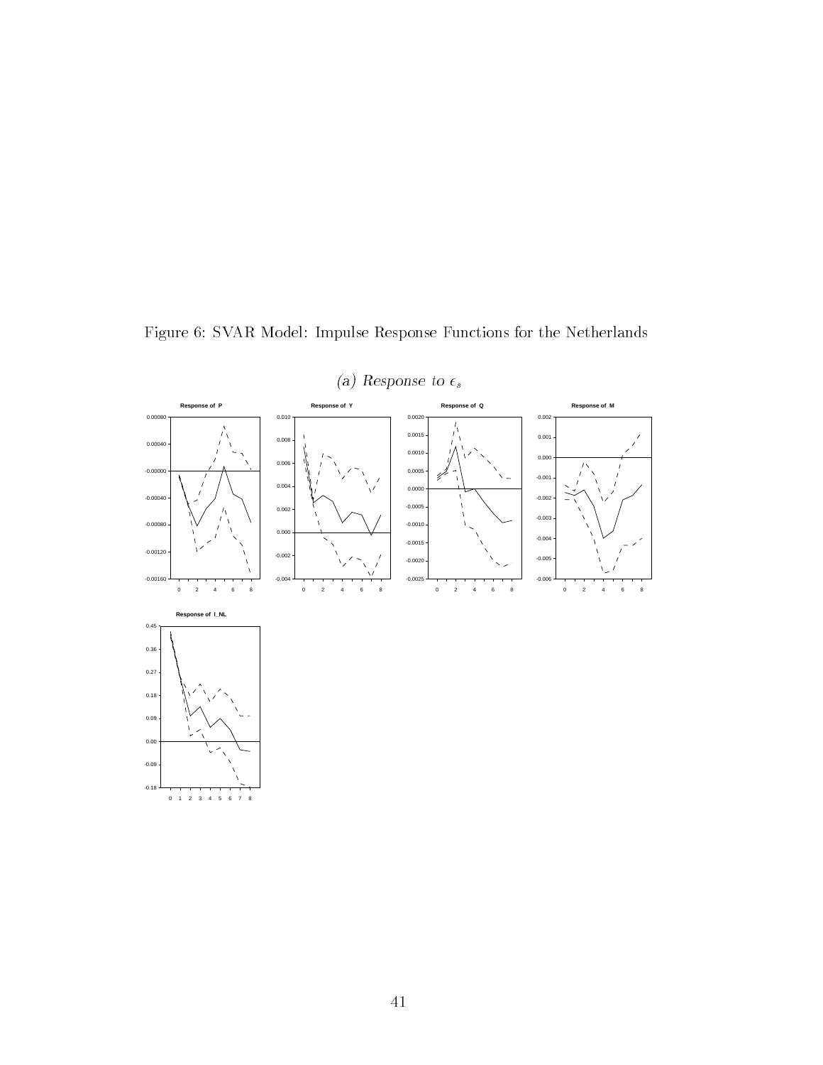Figure 6: SVAR Model: Impulse Response Functions for the Netherlands

*(a) Response to $\epsilon_s$*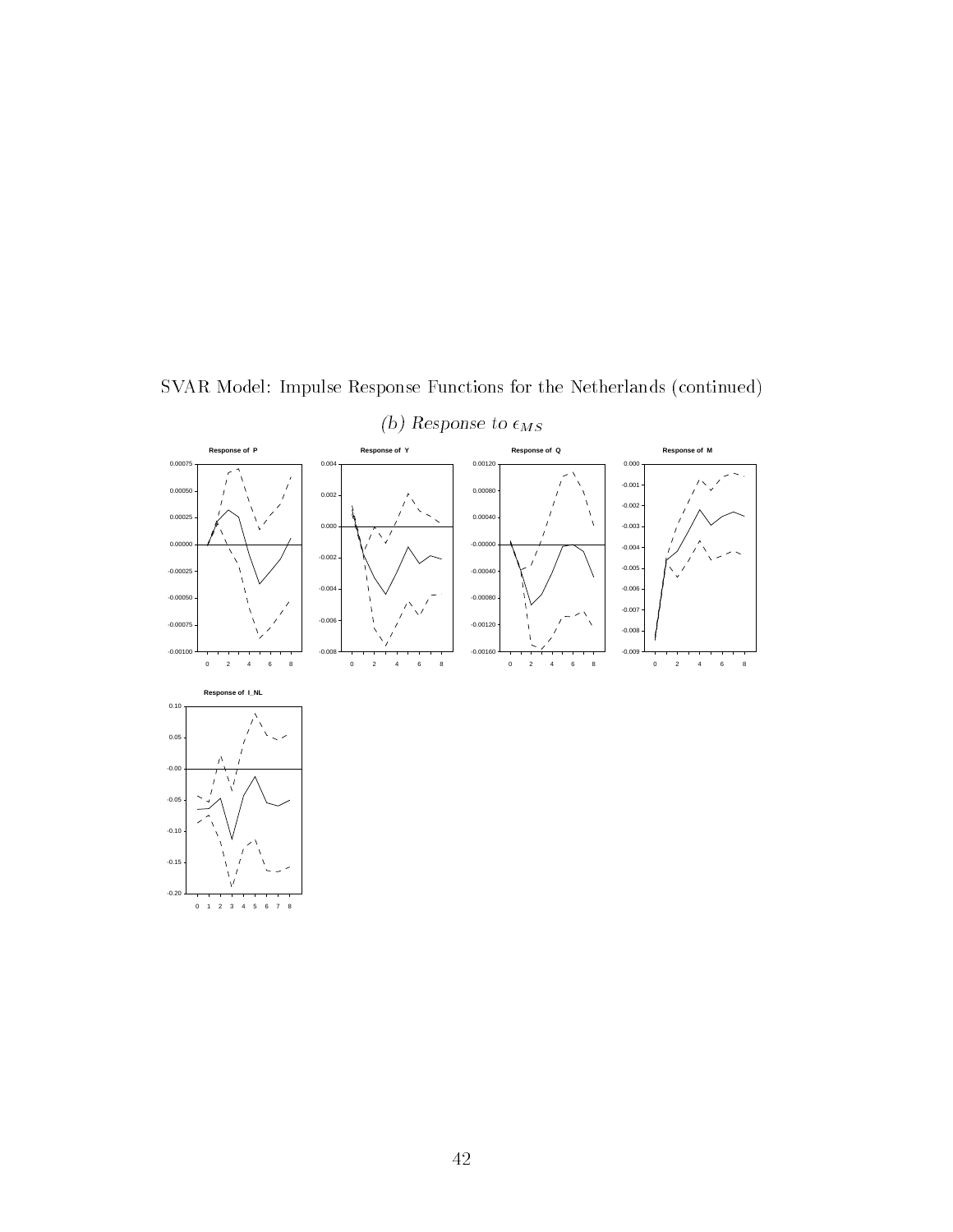SVAR Model: Impulse Response Functions for the Netherlands (continued)

*(b) Response to $\epsilon_{MS}$*

Response of P

Response of Y

Response of Q

Response of M

Response of I_NL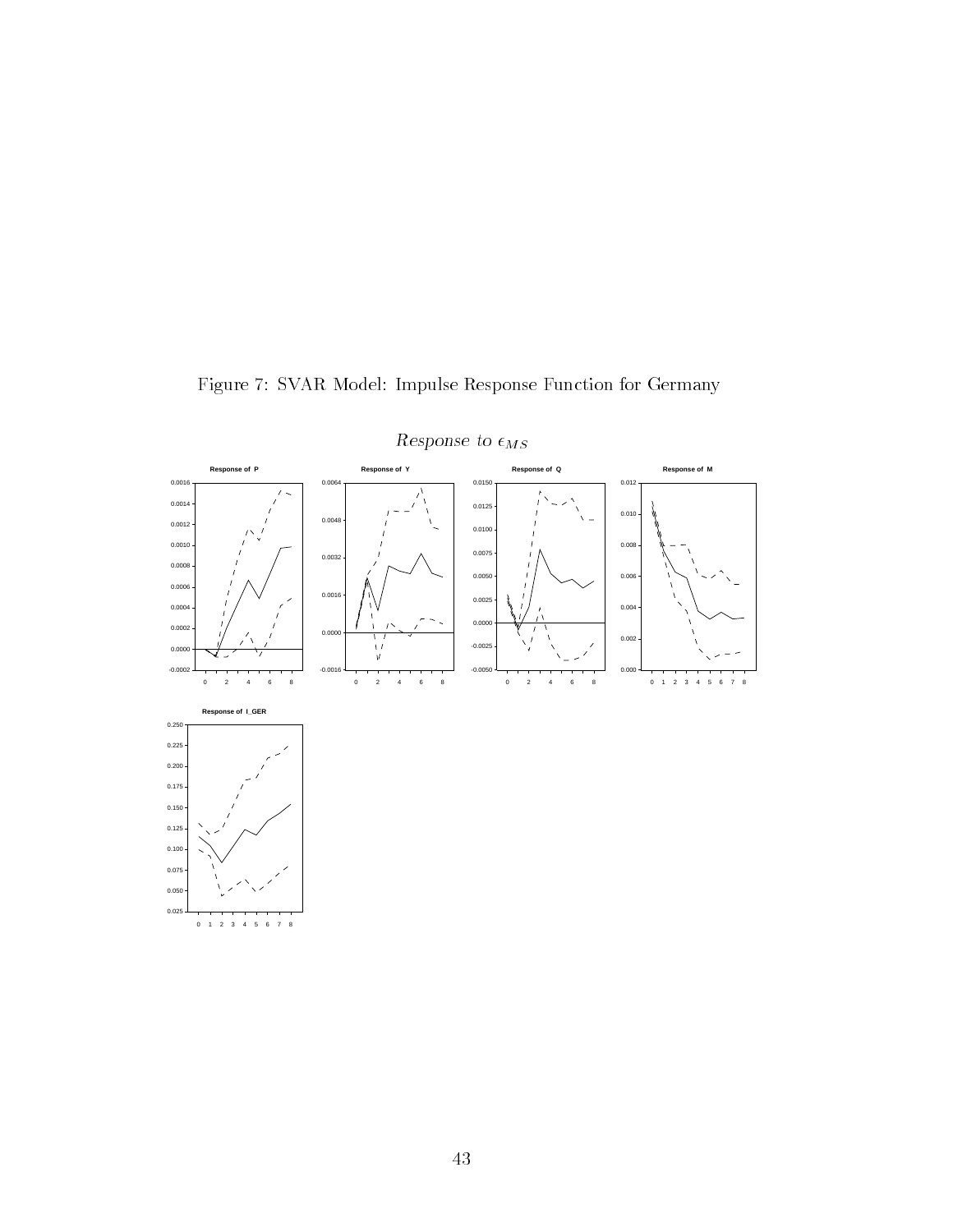Figure 7: SVAR Model: Impulse Response Function for Germany

*Response to* $\epsilon_{MS}$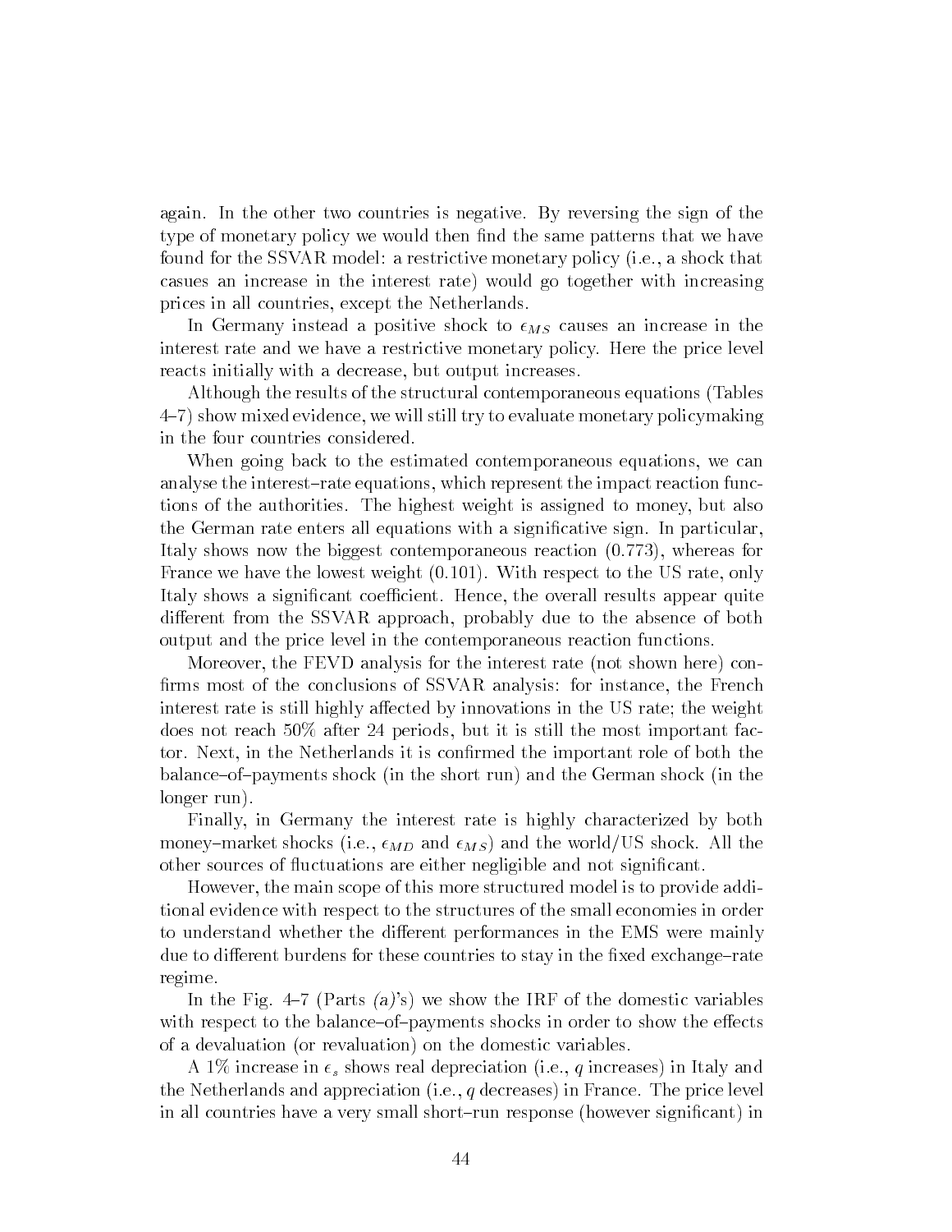again. In the other two countries is negative. By reversing the sign of the type of monetary policy we would then find the same patterns that we have found for the SSVAR model: a restrictive monetary policy (i.e., a shock that casues an increase in the interest rate) would go together with increasing prices in all countries, except the Netherlands.

In Germany instead a positive shock to $\epsilon_{MS}$ causes an increase in the interest rate and we have a restrictive monetary policy. Here the price level reacts initially with a decrease, but output increases.

Although the results of the structural contemporaneous equations (Tables 4–7) show mixed evidence, we will still try to evaluate monetary policymaking in the four countries considered.

When going back to the estimated contemporaneous equations, we can analyse the interest–rate equations, which represent the impact reaction functions of the authorities. The highest weight is assigned to money, but also the German rate enters all equations with a significative sign. In particular, Italy shows now the biggest contemporaneous reaction (0.773), whereas for France we have the lowest weight (0.101). With respect to the US rate, only Italy shows a significant coefficient. Hence, the overall results appear quite different from the SSVAR approach, probably due to the absence of both output and the price level in the contemporaneous reaction functions.

Moreover, the FEVD analysis for the interest rate (not shown here) confirms most of the conclusions of SSVAR analysis: for instance, the French interest rate is still highly affected by innovations in the US rate; the weight does not reach 50% after 24 periods, but it is still the most important factor. Next, in the Netherlands it is confirmed the important role of both the balance–of–payments shock (in the short run) and the German shock (in the longer run).

Finally, in Germany the interest rate is highly characterized by both money–market shocks (i.e., $\epsilon_{MD}$ and $\epsilon_{MS}$) and the world/US shock. All the other sources of fluctuations are either negligible and not significant.

However, the main scope of this more structured model is to provide additional evidence with respect to the structures of the small economies in order to understand whether the different performances in the EMS were mainly due to different burdens for these countries to stay in the fixed exchange–rate regime.

In the Fig. 4–7 (Parts *(a)*'s) we show the IRF of the domestic variables with respect to the balance–of–payments shocks in order to show the effects of a devaluation (or revaluation) on the domestic variables.

A 1% increase in $\epsilon_s$ shows real depreciation (i.e., $q$ increases) in Italy and the Netherlands and appreciation (i.e., $q$ decreases) in France. The price level in all countries have a very small short–run response (however significant) in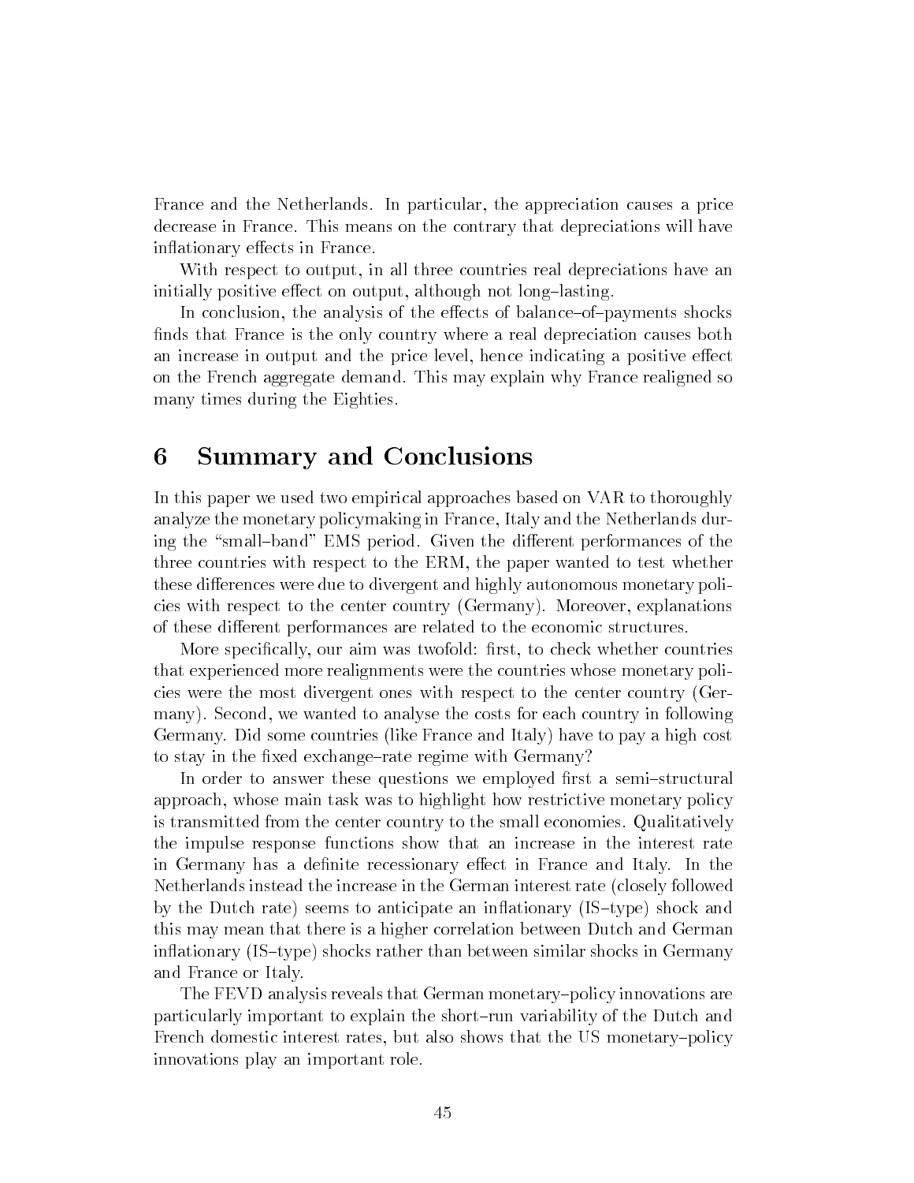France and the Netherlands. In particular, the appreciation causes a price decrease in France. This means on the contrary that depreciations will have inflationary effects in France.

With respect to output, in all three countries real depreciations have an initially positive effect on output, although not long–lasting.

In conclusion, the analysis of the effects of balance–of–payments shocks finds that France is the only country where a real depreciation causes both an increase in output and the price level, hence indicating a positive effect on the French aggregate demand. This may explain why France realigned so many times during the Eighties.

## 6 Summary and Conclusions

In this paper we used two empirical approaches based on VAR to thoroughly analyze the monetary policymaking in France, Italy and the Netherlands during the "small–band" EMS period. Given the different performances of the three countries with respect to the ERM, the paper wanted to test whether these differences were due to divergent and highly autonomous monetary policies with respect to the center country (Germany). Moreover, explanations of these different performances are related to the economic structures.

More specifically, our aim was twofold: first, to check whether countries that experienced more realignments were the countries whose monetary policies were the most divergent ones with respect to the center country (Germany). Second, we wanted to analyse the costs for each country in following Germany. Did some countries (like France and Italy) have to pay a high cost to stay in the fixed exchange–rate regime with Germany?

In order to answer these questions we employed first a semi–structural approach, whose main task was to highlight how restrictive monetary policy is transmitted from the center country to the small economies. Qualitatively the impulse response functions show that an increase in the interest rate in Germany has a definite recessionary effect in France and Italy. In the Netherlands instead the increase in the German interest rate (closely followed by the Dutch rate) seems to anticipate an inflationary (IS–type) shock and this may mean that there is a higher correlation between Dutch and German inflationary (IS–type) shocks rather than between similar shocks in Germany and France or Italy.

The FEVD analysis reveals that German monetary–policy innovations are particularly important to explain the short–run variability of the Dutch and French domestic interest rates, but also shows that the US monetary–policy innovations play an important role.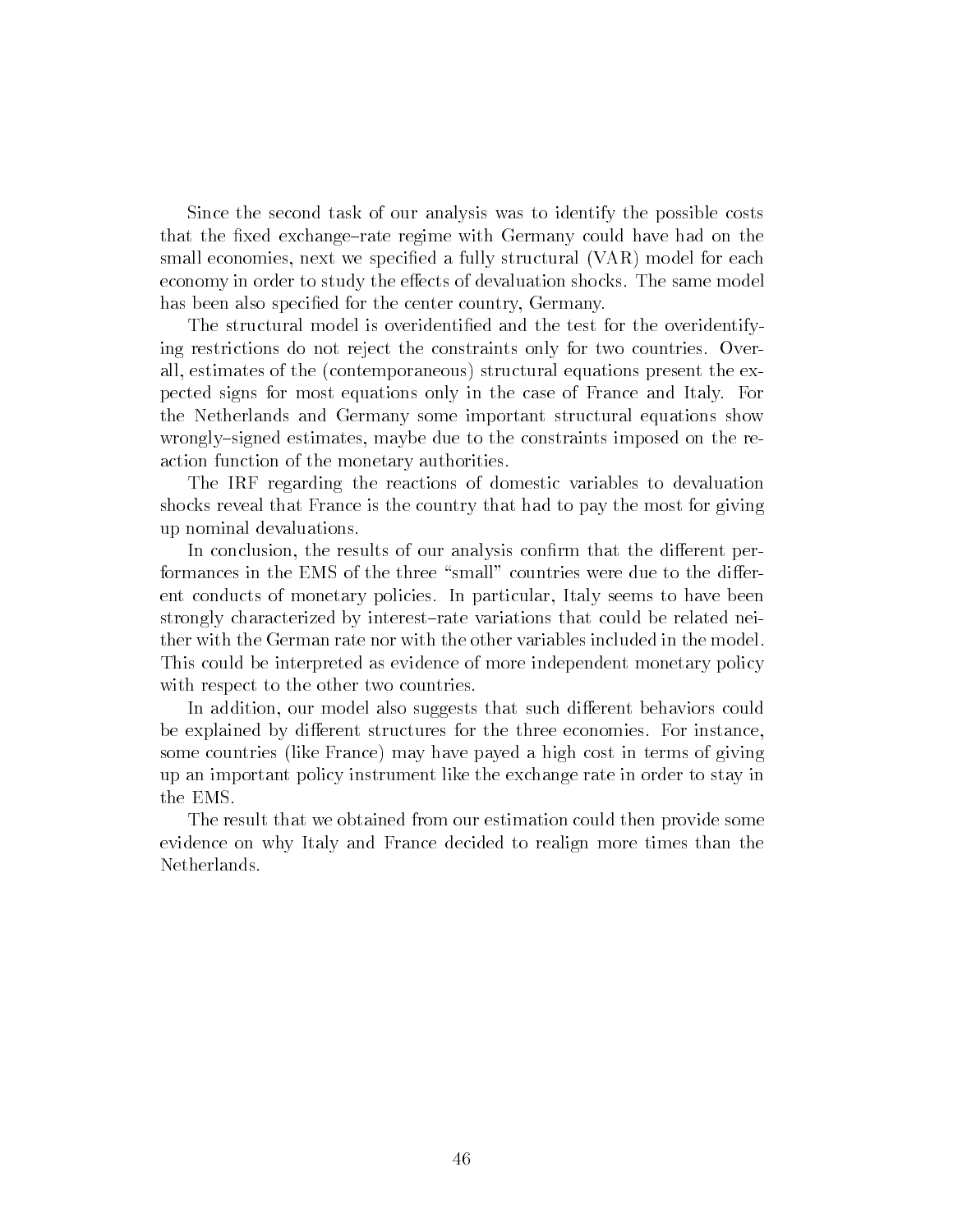Since the second task of our analysis was to identify the possible costs that the fixed exchange–rate regime with Germany could have had on the small economies, next we specified a fully structural (VAR) model for each economy in order to study the effects of devaluation shocks. The same model has been also specified for the center country, Germany.

The structural model is overidentified and the test for the overidentifying restrictions do not reject the constraints only for two countries. Overall, estimates of the (contemporaneous) structural equations present the expected signs for most equations only in the case of France and Italy. For the Netherlands and Germany some important structural equations show wrongly–signed estimates, maybe due to the constraints imposed on the reaction function of the monetary authorities.

The IRF regarding the reactions of domestic variables to devaluation shocks reveal that France is the country that had to pay the most for giving up nominal devaluations.

In conclusion, the results of our analysis confirm that the different performances in the EMS of the three "small" countries were due to the different conducts of monetary policies. In particular, Italy seems to have been strongly characterized by interest–rate variations that could be related neither with the German rate nor with the other variables included in the model. This could be interpreted as evidence of more independent monetary policy with respect to the other two countries.

In addition, our model also suggests that such different behaviors could be explained by different structures for the three economies. For instance, some countries (like France) may have payed a high cost in terms of giving up an important policy instrument like the exchange rate in order to stay in the EMS.

The result that we obtained from our estimation could then provide some evidence on why Italy and France decided to realign more times than the Netherlands.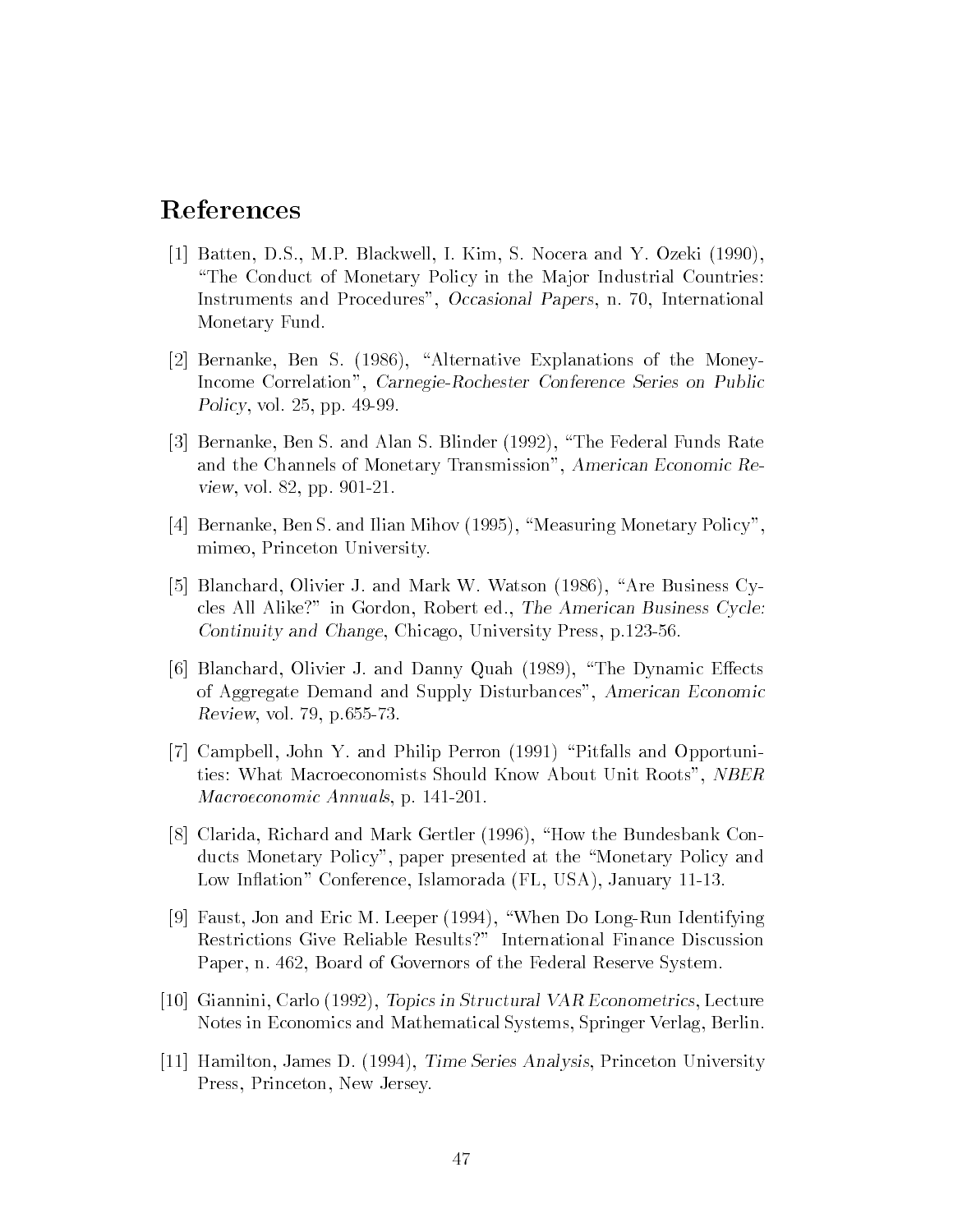# References

[1] Batten, D.S., M.P. Blackwell, I. Kim, S. Nocera and Y. Ozeki (1990), "The Conduct of Monetary Policy in the Major Industrial Countries: Instruments and Procedures", *Occasional Papers*, n. 70, International Monetary Fund.

[2] Bernanke, Ben S. (1986), "Alternative Explanations of the Money-Income Correlation", *Carnegie-Rochester Conference Series on Public Policy*, vol. 25, pp. 49-99.

[3] Bernanke, Ben S. and Alan S. Blinder (1992), "The Federal Funds Rate and the Channels of Monetary Transmission", *American Economic Review*, vol. 82, pp. 901-21.

[4] Bernanke, Ben S. and Ilian Mihov (1995), "Measuring Monetary Policy", mimeo, Princeton University.

[5] Blanchard, Olivier J. and Mark W. Watson (1986), "Are Business Cycles All Alike?" in Gordon, Robert ed., *The American Business Cycle: Continuity and Change*, Chicago, University Press, p.123-56.

[6] Blanchard, Olivier J. and Danny Quah (1989), "The Dynamic Effects of Aggregate Demand and Supply Disturbances", *American Economic Review*, vol. 79, p.655-73.

[7] Campbell, John Y. and Philip Perron (1991) "Pitfalls and Opportunities: What Macroeconomists Should Know About Unit Roots", *NBER Macroeconomic Annuals*, p. 141-201.

[8] Clarida, Richard and Mark Gertler (1996), "How the Bundesbank Conducts Monetary Policy", paper presented at the "Monetary Policy and Low Inflation" Conference, Islamorada (FL, USA), January 11-13.

[9] Faust, Jon and Eric M. Leeper (1994), "When Do Long-Run Identifying Restrictions Give Reliable Results?" International Finance Discussion Paper, n. 462, Board of Governors of the Federal Reserve System.

[10] Giannini, Carlo (1992), *Topics in Structural VAR Econometrics*, Lecture Notes in Economics and Mathematical Systems, Springer Verlag, Berlin.

[11] Hamilton, James D. (1994), *Time Series Analysis*, Princeton University Press, Princeton, New Jersey.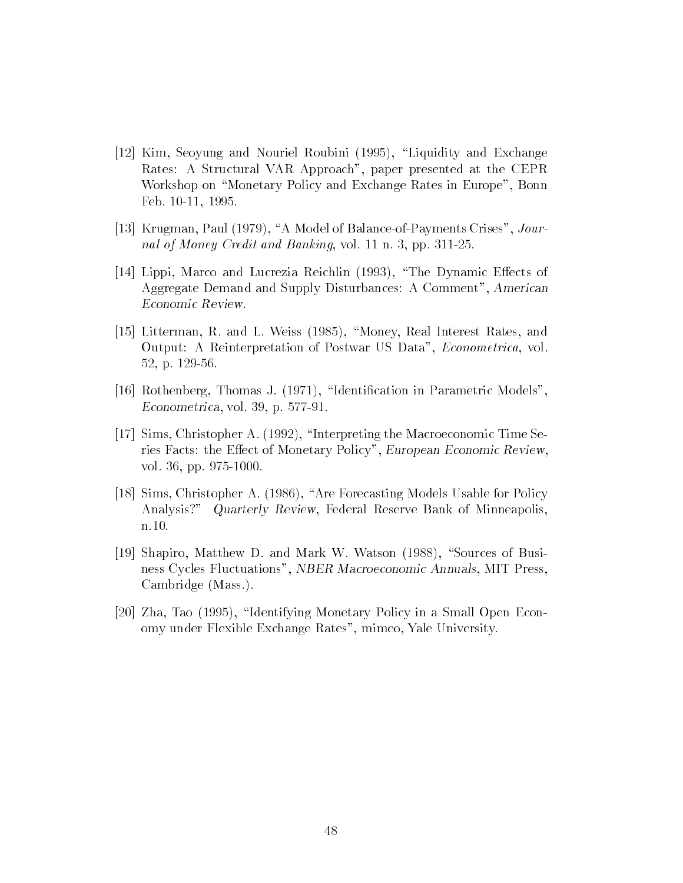[12] Kim, Seoyung and Nouriel Roubini (1995), "Liquidity and Exchange Rates: A Structural VAR Approach", paper presented at the CEPR Workshop on "Monetary Policy and Exchange Rates in Europe", Bonn Feb. 10-11, 1995.

[13] Krugman, Paul (1979), "A Model of Balance-of-Payments Crises", *Journal of Money Credit and Banking*, vol. 11 n. 3, pp. 311-25.

[14] Lippi, Marco and Lucrezia Reichlin (1993), "The Dynamic Effects of Aggregate Demand and Supply Disturbances: A Comment", *American Economic Review*.

[15] Litterman, R. and L. Weiss (1985), "Money, Real Interest Rates, and Output: A Reinterpretation of Postwar US Data", *Econometrica*, vol. 52, p. 129-56.

[16] Rothenberg, Thomas J. (1971), "Identification in Parametric Models", *Econometrica*, vol. 39, p. 577-91.

[17] Sims, Christopher A. (1992), "Interpreting the Macroeconomic Time Series Facts: the Effect of Monetary Policy", *European Economic Review*, vol. 36, pp. 975-1000.

[18] Sims, Christopher A. (1986), "Are Forecasting Models Usable for Policy Analysis?" *Quarterly Review*, Federal Reserve Bank of Minneapolis, n.10.

[19] Shapiro, Matthew D. and Mark W. Watson (1988), "Sources of Business Cycles Fluctuations", *NBER Macroeconomic Annuals*, MIT Press, Cambridge (Mass.).

[20] Zha, Tao (1995), "Identifying Monetary Policy in a Small Open Economy under Flexible Exchange Rates", mimeo, Yale University.